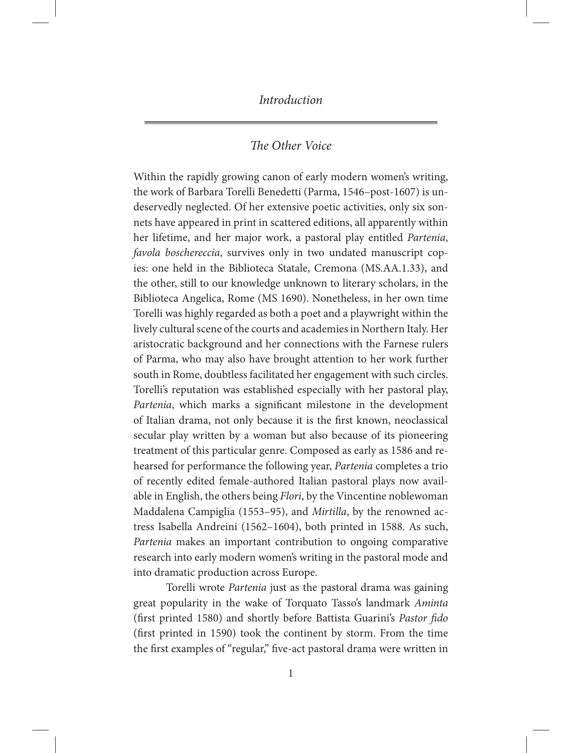# *Introduction*

## *The Other Voice*

Within the rapidly growing canon of early modern women's writing, the work of Barbara Torelli Benedetti (Parma, 1546–post-1607) is undeservedly neglected. Of her extensive poetic activities, only six sonnets have appeared in print in scattered editions, all apparently within her lifetime, and her major work, a pastoral play entitled *Partenia*, *favola boschereccia*, survives only in two undated manuscript copies: one held in the Biblioteca Statale, Cremona (MS.AA.1.33), and the other, still to our knowledge unknown to literary scholars, in the Biblioteca Angelica, Rome (MS 1690). Nonetheless, in her own time Torelli was highly regarded as both a poet and a playwright within the lively cultural scene of the courts and academies in Northern Italy. Her aristocratic background and her connections with the Farnese rulers of Parma, who may also have brought attention to her work further south in Rome, doubtless facilitated her engagement with such circles. Torelli's reputation was established especially with her pastoral play, *Partenia*, which marks a significant milestone in the development of Italian drama, not only because it is the first known, neoclassical secular play written by a woman but also because of its pioneering treatment of this particular genre. Composed as early as 1586 and rehearsed for performance the following year, *Partenia* completes a trio of recently edited female-authored Italian pastoral plays now available in English, the others being *Flori*, by the Vincentine noblewoman Maddalena Campiglia (1553–95), and *Mirtilla*, by the renowned actress Isabella Andreini (1562–1604), both printed in 1588. As such, *Partenia* makes an important contribution to ongoing comparative research into early modern women's writing in the pastoral mode and into dramatic production across Europe.

Torelli wrote *Partenia* just as the pastoral drama was gaining great popularity in the wake of Torquato Tasso's landmark *Aminta* (first printed 1580) and shortly before Battista Guarini's *Pastor fido* (first printed in 1590) took the continent by storm. From the time the first examples of "regular," five-act pastoral drama were written in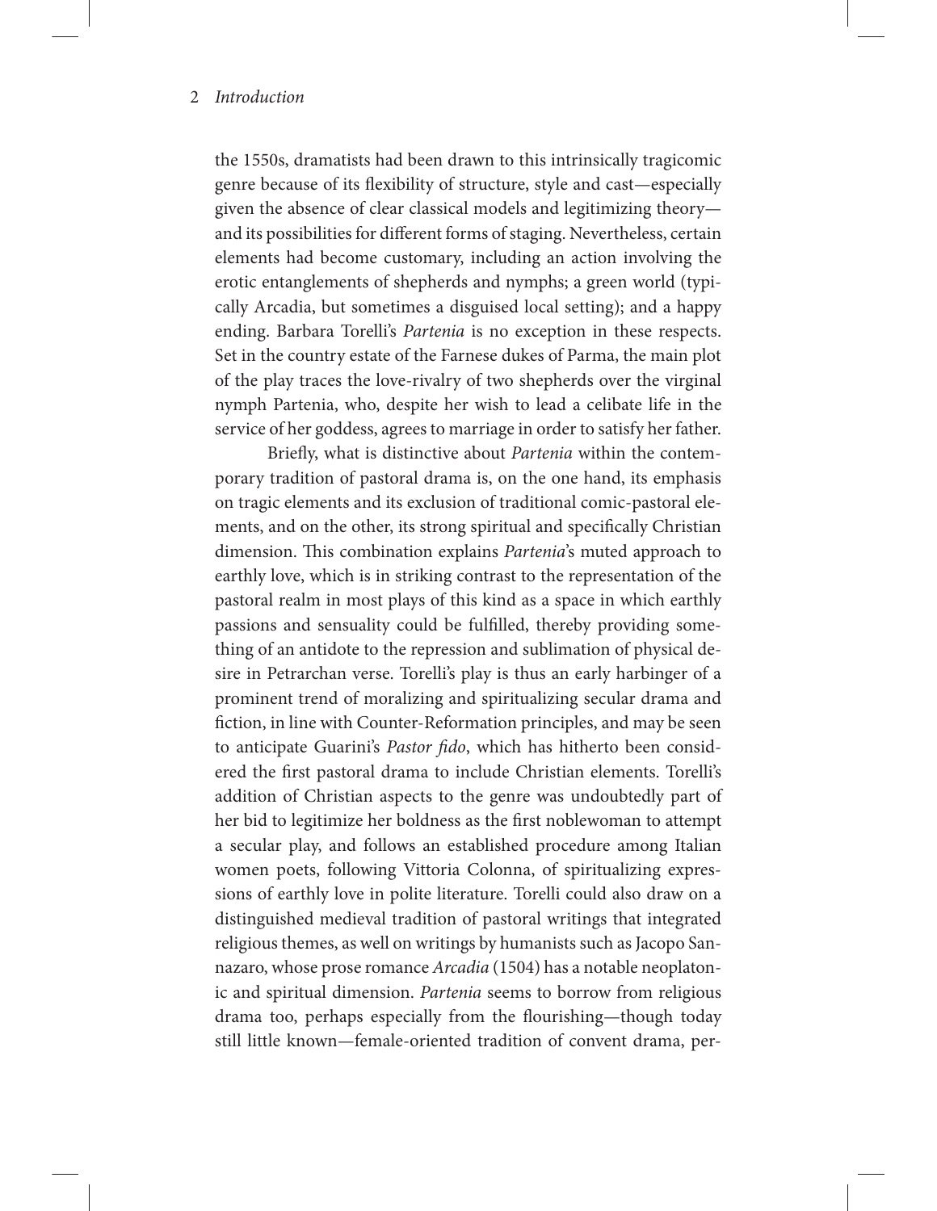the 1550s, dramatists had been drawn to this intrinsically tragicomic genre because of its flexibility of structure, style and cast—especially given the absence of clear classical models and legitimizing theory—and its possibilities for different forms of staging. Nevertheless, certain elements had become customary, including an action involving the erotic entanglements of shepherds and nymphs; a green world (typically Arcadia, but sometimes a disguised local setting); and a happy ending. Barbara Torelli's *Partenia* is no exception in these respects. Set in the country estate of the Farnese dukes of Parma, the main plot of the play traces the love-rivalry of two shepherds over the virginal nymph Partenia, who, despite her wish to lead a celibate life in the service of her goddess, agrees to marriage in order to satisfy her father.

Briefly, what is distinctive about *Partenia* within the contemporary tradition of pastoral drama is, on the one hand, its emphasis on tragic elements and its exclusion of traditional comic-pastoral elements, and on the other, its strong spiritual and specifically Christian dimension. This combination explains *Partenia*'s muted approach to earthly love, which is in striking contrast to the representation of the pastoral realm in most plays of this kind as a space in which earthly passions and sensuality could be fulfilled, thereby providing something of an antidote to the repression and sublimation of physical desire in Petrarchan verse. Torelli's play is thus an early harbinger of a prominent trend of moralizing and spiritualizing secular drama and fiction, in line with Counter-Reformation principles, and may be seen to anticipate Guarini's *Pastor fido*, which has hitherto been considered the first pastoral drama to include Christian elements. Torelli's addition of Christian aspects to the genre was undoubtedly part of her bid to legitimize her boldness as the first noblewoman to attempt a secular play, and follows an established procedure among Italian women poets, following Vittoria Colonna, of spiritualizing expressions of earthly love in polite literature. Torelli could also draw on a distinguished medieval tradition of pastoral writings that integrated religious themes, as well on writings by humanists such as Jacopo Sannazaro, whose prose romance *Arcadia* (1504) has a notable neoplatonic and spiritual dimension. *Partenia* seems to borrow from religious drama too, perhaps especially from the flourishing—though today still little known—female-oriented tradition of convent drama, per-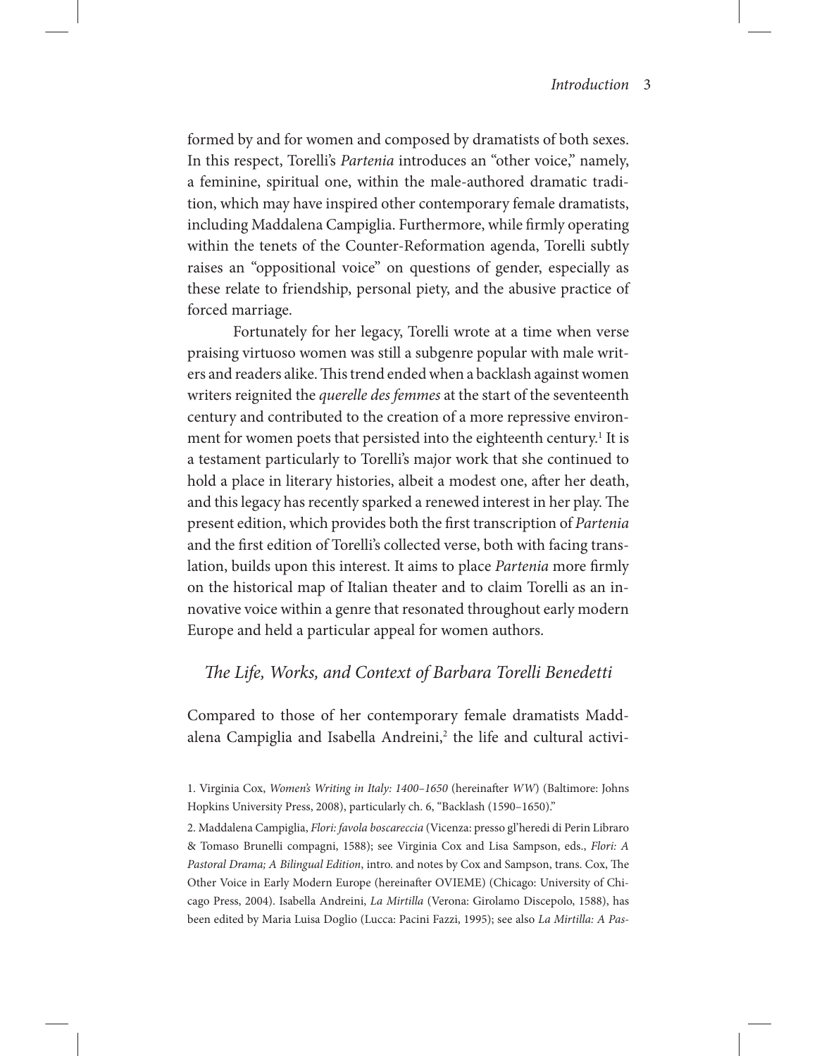formed by and for women and composed by dramatists of both sexes. In this respect, Torelli's *Partenia* introduces an "other voice," namely, a feminine, spiritual one, within the male-authored dramatic tradition, which may have inspired other contemporary female dramatists, including Maddalena Campiglia. Furthermore, while firmly operating within the tenets of the Counter-Reformation agenda, Torelli subtly raises an "oppositional voice" on questions of gender, especially as these relate to friendship, personal piety, and the abusive practice of forced marriage.

Fortunately for her legacy, Torelli wrote at a time when verse praising virtuoso women was still a subgenre popular with male writers and readers alike. This trend ended when a backlash against women writers reignited the *querelle des femmes* at the start of the seventeenth century and contributed to the creation of a more repressive environment for women poets that persisted into the eighteenth century.[1] It is a testament particularly to Torelli's major work that she continued to hold a place in literary histories, albeit a modest one, after her death, and this legacy has recently sparked a renewed interest in her play. The present edition, which provides both the first transcription of *Partenia* and the first edition of Torelli's collected verse, both with facing translation, builds upon this interest. It aims to place *Partenia* more firmly on the historical map of Italian theater and to claim Torelli as an innovative voice within a genre that resonated throughout early modern Europe and held a particular appeal for women authors.

## *The Life, Works, and Context of Barbara Torelli Benedetti*

Compared to those of her contemporary female dramatists Maddalena Campiglia and Isabella Andreini,[2] the life and cultural activi-

1. Virginia Cox, *Women's Writing in Italy: 1400–1650* (hereinafter *WW*) (Baltimore: Johns Hopkins University Press, 2008), particularly ch. 6, "Backlash (1590–1650)."

2. Maddalena Campiglia, *Flori: favola boscareccia* (Vicenza: presso gl'heredi di Perin Libraro & Tomaso Brunelli compagni, 1588); see Virginia Cox and Lisa Sampson, eds., *Flori: A Pastoral Drama; A Bilingual Edition*, intro. and notes by Cox and Sampson, trans. Cox, The Other Voice in Early Modern Europe (hereinafter OVIEME) (Chicago: University of Chicago Press, 2004). Isabella Andreini, *La Mirtilla* (Verona: Girolamo Discepolo, 1588), has been edited by Maria Luisa Doglio (Lucca: Pacini Fazzi, 1995); see also *La Mirtilla: A Pas-*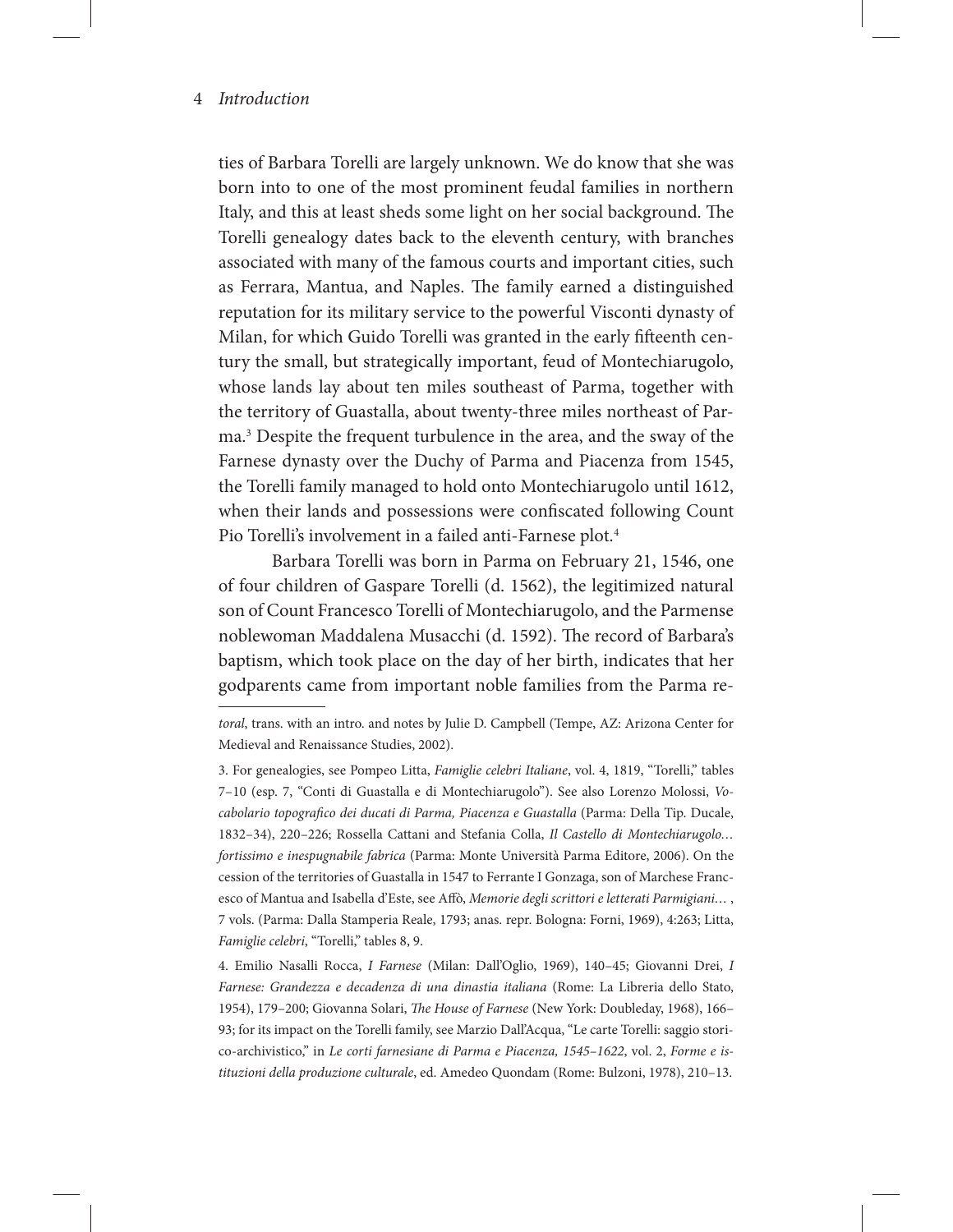ties of Barbara Torelli are largely unknown. We do know that she was born into to one of the most prominent feudal families in northern Italy, and this at least sheds some light on her social background. The Torelli genealogy dates back to the eleventh century, with branches associated with many of the famous courts and important cities, such as Ferrara, Mantua, and Naples. The family earned a distinguished reputation for its military service to the powerful Visconti dynasty of Milan, for which Guido Torelli was granted in the early fifteenth century the small, but strategically important, feud of Montechiarugolo, whose lands lay about ten miles southeast of Parma, together with the territory of Guastalla, about twenty-three miles northeast of Parma.[3] Despite the frequent turbulence in the area, and the sway of the Farnese dynasty over the Duchy of Parma and Piacenza from 1545, the Torelli family managed to hold onto Montechiarugolo until 1612, when their lands and possessions were confiscated following Count Pio Torelli's involvement in a failed anti-Farnese plot.[4]

Barbara Torelli was born in Parma on February 21, 1546, one of four children of Gaspare Torelli (d. 1562), the legitimized natural son of Count Francesco Torelli of Montechiarugolo, and the Parmense noblewoman Maddalena Musacchi (d. 1592). The record of Barbara's baptism, which took place on the day of her birth, indicates that her godparents came from important noble families from the Parma re-

---

*toral*, trans. with an intro. and notes by Julie D. Campbell (Tempe, AZ: Arizona Center for Medieval and Renaissance Studies, 2002).

3. For genealogies, see Pompeo Litta, *Famiglie celebri Italiane*, vol. 4, 1819, "Torelli," tables 7–10 (esp. 7, "Conti di Guastalla e di Montechiarugolo"). See also Lorenzo Molossi, *Vocabolario topografico dei ducati di Parma, Piacenza e Guastalla* (Parma: Della Tip. Ducale, 1832–34), 220–226; Rossella Cattani and Stefania Colla, *Il Castello di Montechiarugolo… fortissimo e inespugnabile fabrica* (Parma: Monte Università Parma Editore, 2006). On the cession of the territories of Guastalla in 1547 to Ferrante I Gonzaga, son of Marchese Francesco of Mantua and Isabella d'Este, see Affò, *Memorie degli scrittori e letterati Parmigiani…* , 7 vols. (Parma: Dalla Stamperia Reale, 1793; anas. repr. Bologna: Forni, 1969), 4:263; Litta, *Famiglie celebri*, "Torelli," tables 8, 9.

4. Emilio Nasalli Rocca, *I Farnese* (Milan: Dall'Oglio, 1969), 140–45; Giovanni Drei, *I Farnese: Grandezza e decadenza di una dinastia italiana* (Rome: La Libreria dello Stato, 1954), 179–200; Giovanna Solari, *The House of Farnese* (New York: Doubleday, 1968), 166–93; for its impact on the Torelli family, see Marzio Dall'Acqua, "Le carte Torelli: saggio storico-archivistico," in *Le corti farnesiane di Parma e Piacenza, 1545–1622*, vol. 2, *Forme e istituzioni della produzione culturale*, ed. Amedeo Quondam (Rome: Bulzoni, 1978), 210–13.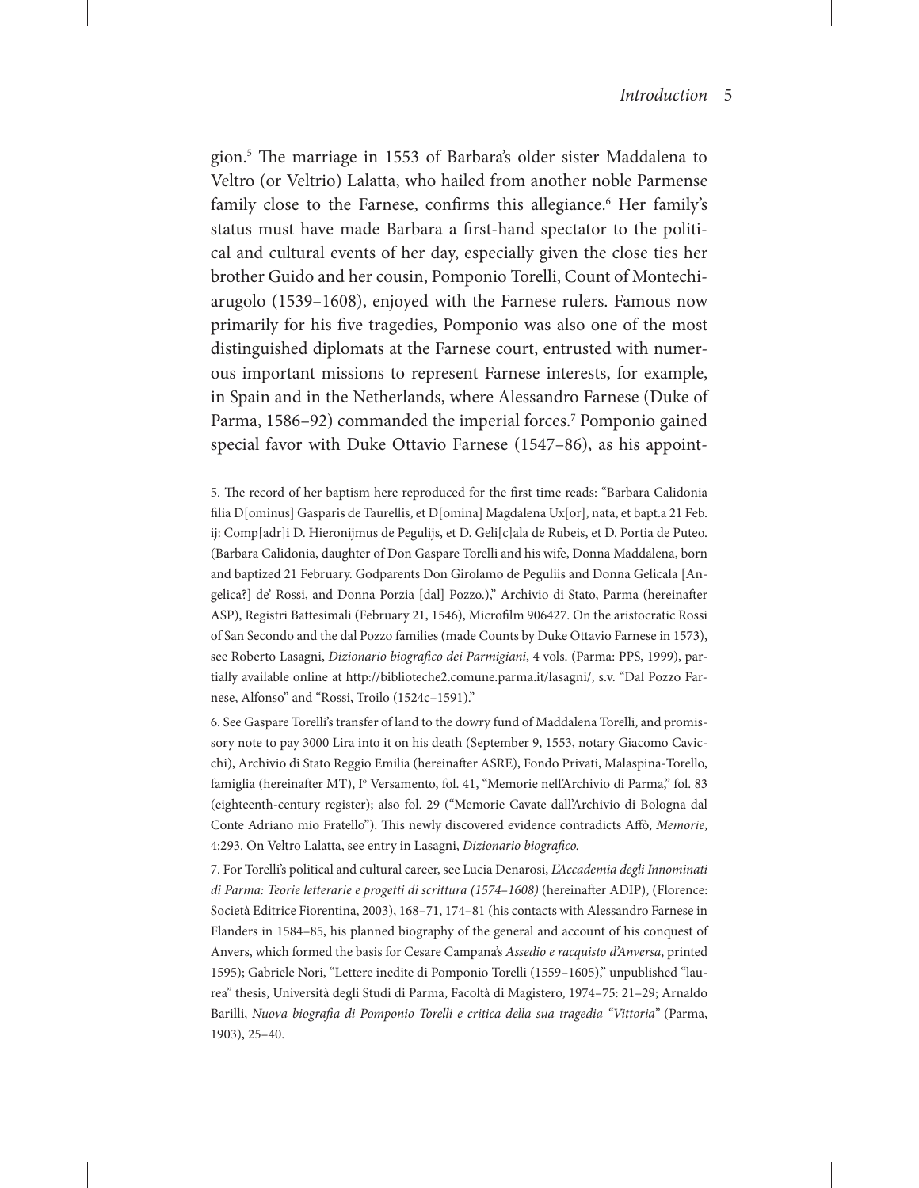gion.[5] The marriage in 1553 of Barbara's older sister Maddalena to Veltro (or Veltrio) Lalatta, who hailed from another noble Parmense family close to the Farnese, confirms this allegiance.[6] Her family's status must have made Barbara a first-hand spectator to the political and cultural events of her day, especially given the close ties her brother Guido and her cousin, Pomponio Torelli, Count of Montechiarugolo (1539–1608), enjoyed with the Farnese rulers. Famous now primarily for his five tragedies, Pomponio was also one of the most distinguished diplomats at the Farnese court, entrusted with numerous important missions to represent Farnese interests, for example, in Spain and in the Netherlands, where Alessandro Farnese (Duke of Parma, 1586–92) commanded the imperial forces.[7] Pomponio gained special favor with Duke Ottavio Farnese (1547–86), as his appoint-

5. The record of her baptism here reproduced for the first time reads: "Barbara Calidonia filia D[ominus] Gasparis de Taurellis, et D[omina] Magdalena Ux[or], nata, et bapt.a 21 Feb. ij: Comp[adr]i D. Hieronijmus de Pegulijs, et D. Geli[c]ala de Rubeis, et D. Portia de Puteo. (Barbara Calidonia, daughter of Don Gaspare Torelli and his wife, Donna Maddalena, born and baptized 21 February. Godparents Don Girolamo de Peguliis and Donna Gelicala [Angelica?] de' Rossi, and Donna Porzia [dal] Pozzo.)," Archivio di Stato, Parma (hereinafter ASP), Registri Battesimali (February 21, 1546), Microfilm 906427. On the aristocratic Rossi of San Secondo and the dal Pozzo families (made Counts by Duke Ottavio Farnese in 1573), see Roberto Lasagni, *Dizionario biografico dei Parmigiani*, 4 vols. (Parma: PPS, 1999), partially available online at http://biblioteche2.comune.parma.it/lasagni/, s.v. "Dal Pozzo Farnese, Alfonso" and "Rossi, Troilo (1524c–1591)."

6. See Gaspare Torelli's transfer of land to the dowry fund of Maddalena Torelli, and promissory note to pay 3000 Lira into it on his death (September 9, 1553, notary Giacomo Cavicchi), Archivio di Stato Reggio Emilia (hereinafter ASRE), Fondo Privati, Malaspina-Torello, famiglia (hereinafter MT), I° Versamento, fol. 41, "Memorie nell'Archivio di Parma," fol. 83 (eighteenth-century register); also fol. 29 ("Memorie Cavate dall'Archivio di Bologna dal Conte Adriano mio Fratello"). This newly discovered evidence contradicts Affò, *Memorie*, 4:293. On Veltro Lalatta, see entry in Lasagni, *Dizionario biografico.*

7. For Torelli's political and cultural career, see Lucia Denarosi, *L'Accademia degli Innominati di Parma: Teorie letterarie e progetti di scrittura (1574–1608)* (hereinafter ADIP), (Florence: Società Editrice Fiorentina, 2003), 168–71, 174–81 (his contacts with Alessandro Farnese in Flanders in 1584–85, his planned biography of the general and account of his conquest of Anvers, which formed the basis for Cesare Campana's *Assedio e racquisto d'Anversa*, printed 1595); Gabriele Nori, "Lettere inedite di Pomponio Torelli (1559–1605)," unpublished "laurea" thesis, Università degli Studi di Parma, Facoltà di Magistero, 1974–75: 21–29; Arnaldo Barilli, *Nuova biografia di Pomponio Torelli e critica della sua tragedia "Vittoria"* (Parma, 1903), 25–40.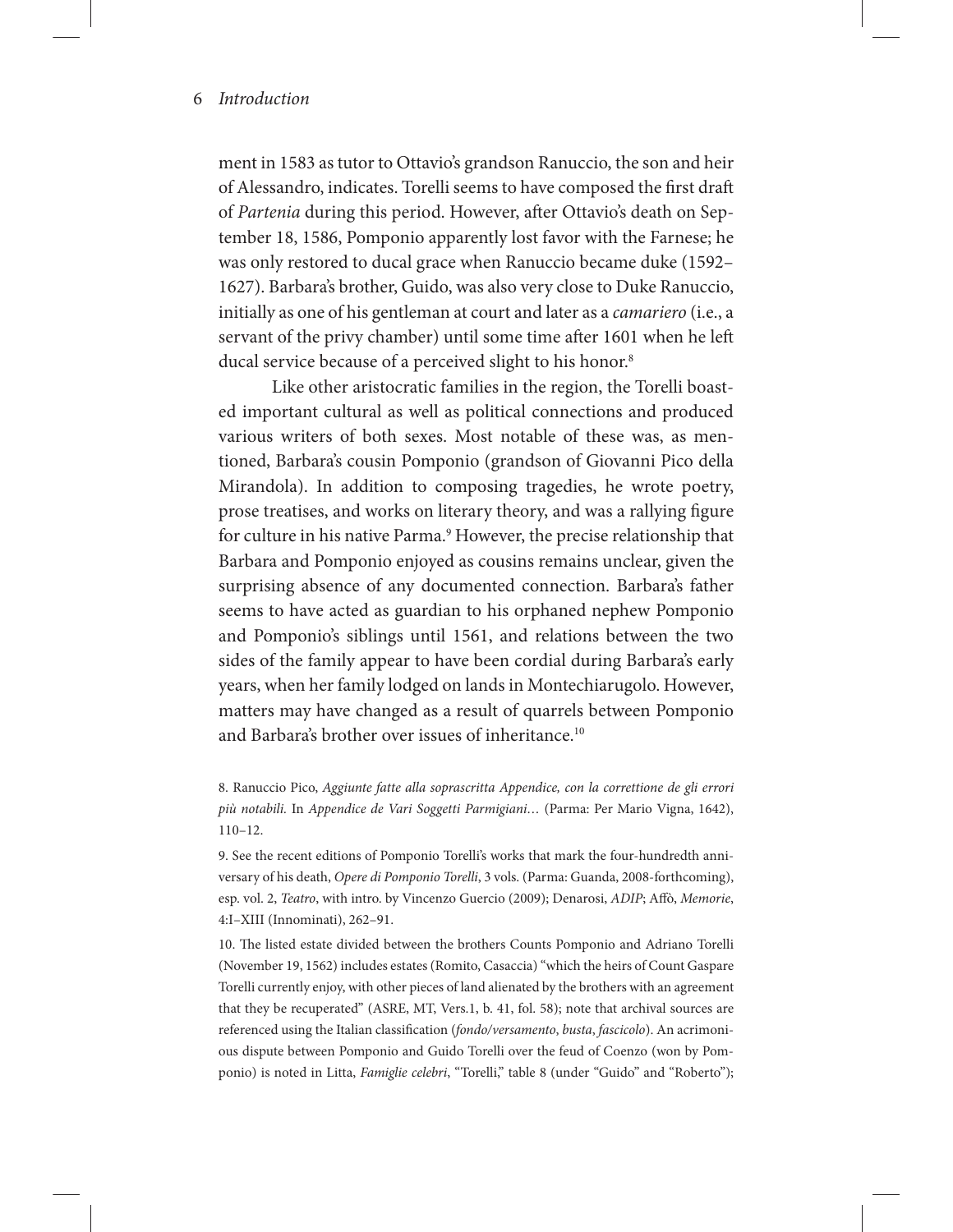ment in 1583 as tutor to Ottavio's grandson Ranuccio, the son and heir of Alessandro, indicates. Torelli seems to have composed the first draft of *Partenia* during this period. However, after Ottavio's death on September 18, 1586, Pomponio apparently lost favor with the Farnese; he was only restored to ducal grace when Ranuccio became duke (1592–1627). Barbara's brother, Guido, was also very close to Duke Ranuccio, initially as one of his gentleman at court and later as a *camariero* (i.e., a servant of the privy chamber) until some time after 1601 when he left ducal service because of a perceived slight to his honor.[8]

Like other aristocratic families in the region, the Torelli boasted important cultural as well as political connections and produced various writers of both sexes. Most notable of these was, as mentioned, Barbara's cousin Pomponio (grandson of Giovanni Pico della Mirandola). In addition to composing tragedies, he wrote poetry, prose treatises, and works on literary theory, and was a rallying figure for culture in his native Parma.[9] However, the precise relationship that Barbara and Pomponio enjoyed as cousins remains unclear, given the surprising absence of any documented connection. Barbara's father seems to have acted as guardian to his orphaned nephew Pomponio and Pomponio's siblings until 1561, and relations between the two sides of the family appear to have been cordial during Barbara's early years, when her family lodged on lands in Montechiarugolo. However, matters may have changed as a result of quarrels between Pomponio and Barbara's brother over issues of inheritance.[10]

8. Ranuccio Pico, *Aggiunte fatte alla soprascritta Appendice, con la correttione de gli errori più notabili.* In *Appendice de Vari Soggetti Parmigiani…* (Parma: Per Mario Vigna, 1642), 110–12.

9. See the recent editions of Pomponio Torelli's works that mark the four-hundredth anniversary of his death, *Opere di Pomponio Torelli*, 3 vols. (Parma: Guanda, 2008-forthcoming), esp. vol. 2, *Teatro*, with intro. by Vincenzo Guercio (2009); Denarosi, *ADIP*; Affò, *Memorie*, 4:I–XIII (Innominati), 262–91.

10. The listed estate divided between the brothers Counts Pomponio and Adriano Torelli (November 19, 1562) includes estates (Romito, Casaccia) "which the heirs of Count Gaspare Torelli currently enjoy, with other pieces of land alienated by the brothers with an agreement that they be recuperated" (ASRE, MT, Vers.1, b. 41, fol. 58); note that archival sources are referenced using the Italian classification (*fondo/versamento*, *busta*, *fascicolo*). An acrimonious dispute between Pomponio and Guido Torelli over the feud of Coenzo (won by Pomponio) is noted in Litta, *Famiglie celebri*, "Torelli," table 8 (under "Guido" and "Roberto");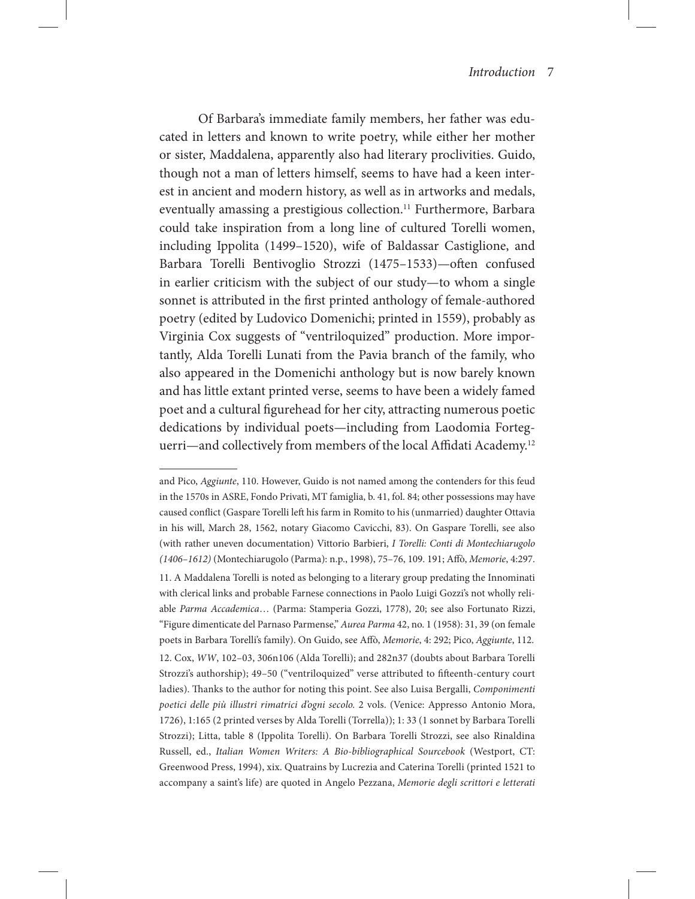Of Barbara's immediate family members, her father was educated in letters and known to write poetry, while either her mother or sister, Maddalena, apparently also had literary proclivities. Guido, though not a man of letters himself, seems to have had a keen interest in ancient and modern history, as well as in artworks and medals, eventually amassing a prestigious collection.[11] Furthermore, Barbara could take inspiration from a long line of cultured Torelli women, including Ippolita (1499–1520), wife of Baldassar Castiglione, and Barbara Torelli Bentivoglio Strozzi (1475–1533)—often confused in earlier criticism with the subject of our study—to whom a single sonnet is attributed in the first printed anthology of female-authored poetry (edited by Ludovico Domenichi; printed in 1559), probably as Virginia Cox suggests of "ventriloquized" production. More importantly, Alda Torelli Lunati from the Pavia branch of the family, who also appeared in the Domenichi anthology but is now barely known and has little extant printed verse, seems to have been a widely famed poet and a cultural figurehead for her city, attracting numerous poetic dedications by individual poets—including from Laodomia Forteguerri—and collectively from members of the local Affidati Academy.[12]

---

and Pico, *Aggiunte*, 110. However, Guido is not named among the contenders for this feud in the 1570s in ASRE, Fondo Privati, MT famiglia, b. 41, fol. 84; other possessions may have caused conflict (Gaspare Torelli left his farm in Romito to his (unmarried) daughter Ottavia in his will, March 28, 1562, notary Giacomo Cavicchi, 83). On Gaspare Torelli, see also (with rather uneven documentation) Vittorio Barbieri, *I Torelli: Conti di Montechiarugolo (1406–1612)* (Montechiarugolo (Parma): n.p., 1998), 75–76, 109. 191; Affò, *Memorie*, 4:297.

11. A Maddalena Torelli is noted as belonging to a literary group predating the Innominati with clerical links and probable Farnese connections in Paolo Luigi Gozzi's not wholly reliable *Parma Accademica*… (Parma: Stamperia Gozzi, 1778), 20; see also Fortunato Rizzi, "Figure dimenticate del Parnaso Parmense," *Aurea Parma* 42, no. 1 (1958): 31, 39 (on female poets in Barbara Torelli's family). On Guido, see Affò, *Memorie*, 4: 292; Pico, *Aggiunte*, 112.

12. Cox, *WW*, 102–03, 306n106 (Alda Torelli); and 282n37 (doubts about Barbara Torelli Strozzi's authorship); 49–50 ("ventriloquized" verse attributed to fifteenth-century court ladies). Thanks to the author for noting this point. See also Luisa Bergalli, *Componimenti poetici delle più illustri rimatrici d'ogni secolo.* 2 vols. (Venice: Appresso Antonio Mora, 1726), 1:165 (2 printed verses by Alda Torelli (Torrella)); 1: 33 (1 sonnet by Barbara Torelli Strozzi); Litta, table 8 (Ippolita Torelli). On Barbara Torelli Strozzi, see also Rinaldina Russell, ed., *Italian Women Writers: A Bio-bibliographical Sourcebook* (Westport, CT: Greenwood Press, 1994), xix. Quatrains by Lucrezia and Caterina Torelli (printed 1521 to accompany a saint's life) are quoted in Angelo Pezzana, *Memorie degli scrittori e letterati*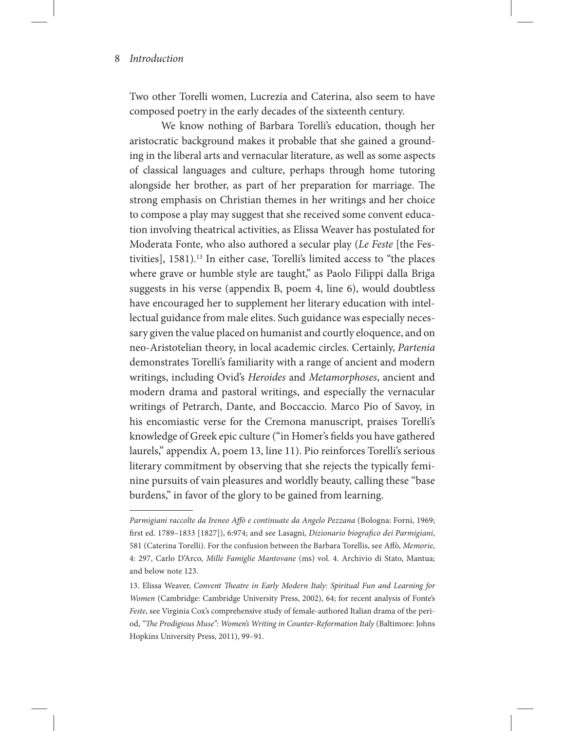Two other Torelli women, Lucrezia and Caterina, also seem to have composed poetry in the early decades of the sixteenth century.

We know nothing of Barbara Torelli's education, though her aristocratic background makes it probable that she gained a grounding in the liberal arts and vernacular literature, as well as some aspects of classical languages and culture, perhaps through home tutoring alongside her brother, as part of her preparation for marriage. The strong emphasis on Christian themes in her writings and her choice to compose a play may suggest that she received some convent education involving theatrical activities, as Elissa Weaver has postulated for Moderata Fonte, who also authored a secular play (*Le Feste* [the Festivities], 1581).[13] In either case, Torelli's limited access to "the places where grave or humble style are taught," as Paolo Filippi dalla Briga suggests in his verse (appendix B, poem 4, line 6), would doubtless have encouraged her to supplement her literary education with intellectual guidance from male elites. Such guidance was especially necessary given the value placed on humanist and courtly eloquence, and on neo-Aristotelian theory, in local academic circles. Certainly, *Partenia* demonstrates Torelli's familiarity with a range of ancient and modern writings, including Ovid's *Heroides* and *Metamorphoses*, ancient and modern drama and pastoral writings, and especially the vernacular writings of Petrarch, Dante, and Boccaccio. Marco Pio of Savoy, in his encomiastic verse for the Cremona manuscript, praises Torelli's knowledge of Greek epic culture ("in Homer's fields you have gathered laurels," appendix A, poem 13, line 11). Pio reinforces Torelli's serious literary commitment by observing that she rejects the typically feminine pursuits of vain pleasures and worldly beauty, calling these "base burdens," in favor of the glory to be gained from learning.

---

*Parmigiani raccolte da Ireneo Affò e continuate da Angelo Pezzana* (Bologna: Forni, 1969; first ed. 1789–1833 [1827]), 6:974; and see Lasagni, *Dizionario biografico dei Parmigiani*, 581 (Caterina Torelli). For the confusion between the Barbara Torellis, see Affò, *Memorie*, 4: 297, Carlo D'Arco, *Mille Famiglie Mantovane* (ms) vol. 4. Archivio di Stato, Mantua; and below note 123.

13. Elissa Weaver, *Convent Theatre in Early Modern Italy: Spiritual Fun and Learning for Women* (Cambridge: Cambridge University Press, 2002), 64; for recent analysis of Fonte's *Feste*, see Virginia Cox's comprehensive study of female-authored Italian drama of the period, *"The Prodigious Muse": Women's Writing in Counter-Reformation Italy* (Baltimore: Johns Hopkins University Press, 2011), 99–91.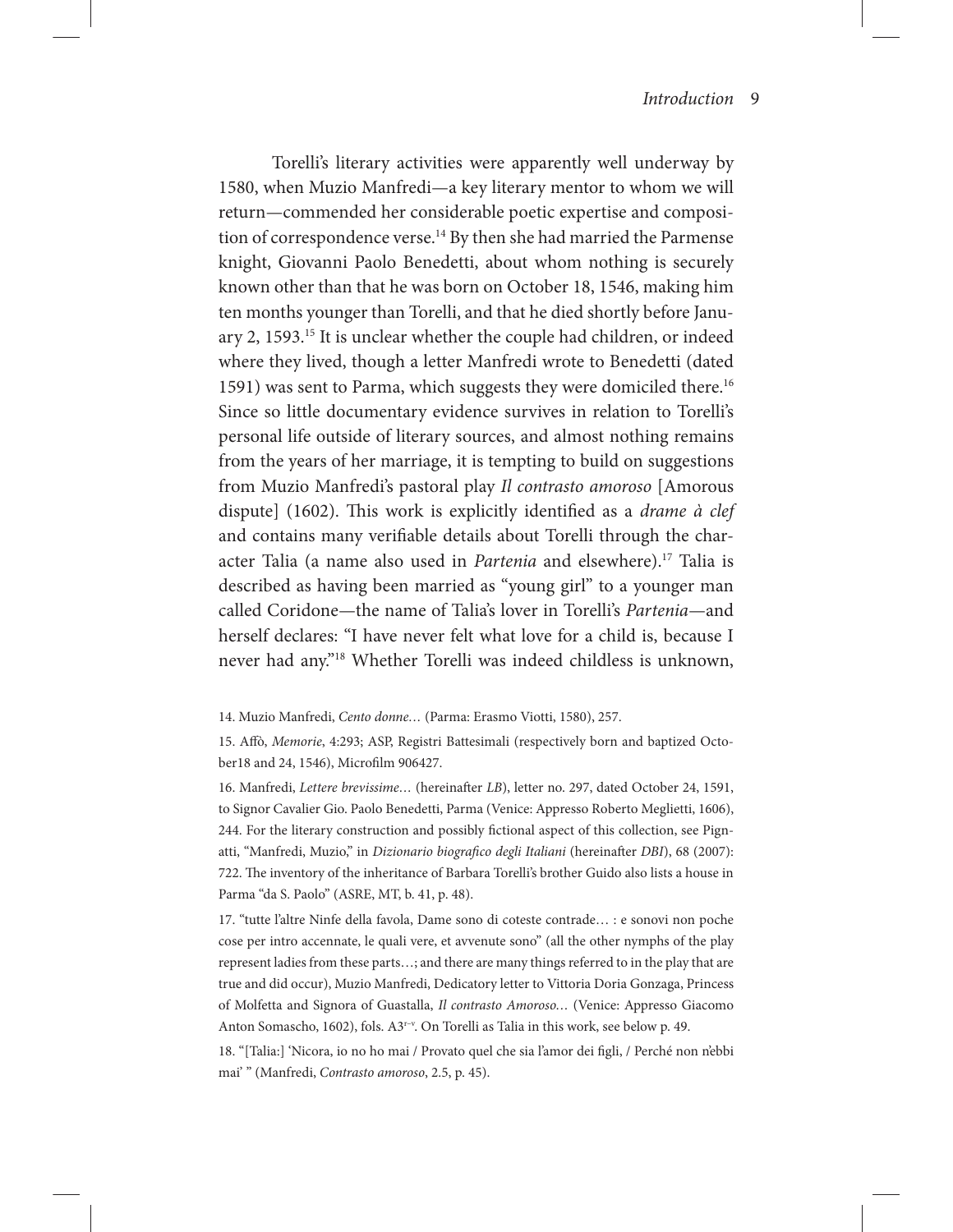Torelli's literary activities were apparently well underway by 1580, when Muzio Manfredi—a key literary mentor to whom we will return—commended her considerable poetic expertise and composition of correspondence verse.[14] By then she had married the Parmense knight, Giovanni Paolo Benedetti, about whom nothing is securely known other than that he was born on October 18, 1546, making him ten months younger than Torelli, and that he died shortly before January 2, 1593.[15] It is unclear whether the couple had children, or indeed where they lived, though a letter Manfredi wrote to Benedetti (dated 1591) was sent to Parma, which suggests they were domiciled there.[16] Since so little documentary evidence survives in relation to Torelli's personal life outside of literary sources, and almost nothing remains from the years of her marriage, it is tempting to build on suggestions from Muzio Manfredi's pastoral play *Il contrasto amoroso* [Amorous dispute] (1602). This work is explicitly identified as a *drame à clef* and contains many verifiable details about Torelli through the character Talia (a name also used in *Partenia* and elsewhere).[17] Talia is described as having been married as "young girl" to a younger man called Coridone—the name of Talia's lover in Torelli's *Partenia*—and herself declares: "I have never felt what love for a child is, because I never had any."[18] Whether Torelli was indeed childless is unknown,

14. Muzio Manfredi, *Cento donne…* (Parma: Erasmo Viotti, 1580), 257.

15. Affò, *Memorie*, 4:293; ASP, Registri Battesimali (respectively born and baptized October18 and 24, 1546), Microfilm 906427.

16. Manfredi, *Lettere brevissime…* (hereinafter *LB*), letter no. 297, dated October 24, 1591, to Signor Cavalier Gio. Paolo Benedetti, Parma (Venice: Appresso Roberto Meglietti, 1606), 244. For the literary construction and possibly fictional aspect of this collection, see Pignatti, "Manfredi, Muzio," in *Dizionario biografico degli Italiani* (hereinafter *DBI*), 68 (2007): 722. The inventory of the inheritance of Barbara Torelli's brother Guido also lists a house in Parma "da S. Paolo" (ASRE, MT, b. 41, p. 48).

17. "tutte l'altre Ninfe della favola, Dame sono di coteste contrade… : e sonovi non poche cose per intro accennate, le quali vere, et avvenute sono" (all the other nymphs of the play represent ladies from these parts…; and there are many things referred to in the play that are true and did occur), Muzio Manfredi, Dedicatory letter to Vittoria Doria Gonzaga, Princess of Molfetta and Signora of Guastalla, *Il contrasto Amoroso…* (Venice: Appresso Giacomo Anton Somascho, 1602), fols. A3$^{r-v}$. On Torelli as Talia in this work, see below p. 49.

18. "[Talia:] 'Nicora, io no ho mai / Provato quel che sia l'amor dei figli, / Perché non n'ebbi mai' " (Manfredi, *Contrasto amoroso*, 2.5, p. 45).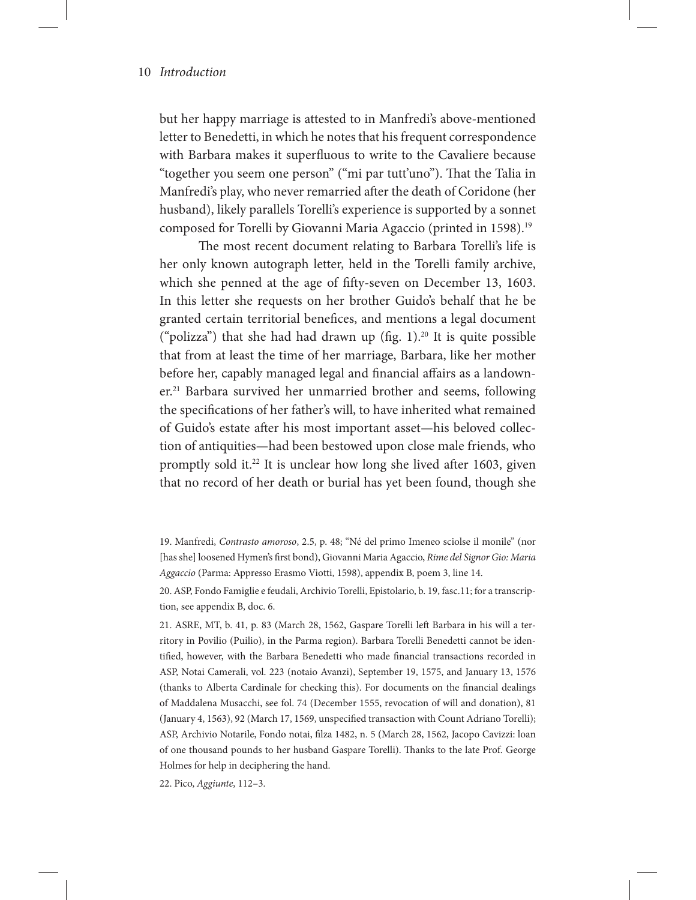but her happy marriage is attested to in Manfredi's above-mentioned letter to Benedetti, in which he notes that his frequent correspondence with Barbara makes it superfluous to write to the Cavaliere because "together you seem one person" ("mi par tutt'uno"). That the Talia in Manfredi's play, who never remarried after the death of Coridone (her husband), likely parallels Torelli's experience is supported by a sonnet composed for Torelli by Giovanni Maria Agaccio (printed in 1598).[19]

The most recent document relating to Barbara Torelli's life is her only known autograph letter, held in the Torelli family archive, which she penned at the age of fifty-seven on December 13, 1603. In this letter she requests on her brother Guido's behalf that he be granted certain territorial benefices, and mentions a legal document ("polizza") that she had had drawn up (fig. 1).[20] It is quite possible that from at least the time of her marriage, Barbara, like her mother before her, capably managed legal and financial affairs as a landowner.[21] Barbara survived her unmarried brother and seems, following the specifications of her father's will, to have inherited what remained of Guido's estate after his most important asset—his beloved collection of antiquities—had been bestowed upon close male friends, who promptly sold it.[22] It is unclear how long she lived after 1603, given that no record of her death or burial has yet been found, though she

19. Manfredi, *Contrasto amoroso*, 2.5, p. 48; "Né del primo Imeneo sciolse il monile" (nor [has she] loosened Hymen's first bond), Giovanni Maria Agaccio, *Rime del Signor Gio: Maria Aggaccio* (Parma: Appresso Erasmo Viotti, 1598), appendix B, poem 3, line 14.

20. ASP, Fondo Famiglie e feudali, Archivio Torelli, Epistolario, b. 19, fasc.11; for a transcription, see appendix B, doc. 6.

21. ASRE, MT, b. 41, p. 83 (March 28, 1562, Gaspare Torelli left Barbara in his will a territory in Povilio (Puilio), in the Parma region). Barbara Torelli Benedetti cannot be identified, however, with the Barbara Benedetti who made financial transactions recorded in ASP, Notai Camerali, vol. 223 (notaio Avanzi), September 19, 1575, and January 13, 1576 (thanks to Alberta Cardinale for checking this). For documents on the financial dealings of Maddalena Musacchi, see fol. 74 (December 1555, revocation of will and donation), 81 (January 4, 1563), 92 (March 17, 1569, unspecified transaction with Count Adriano Torelli); ASP, Archivio Notarile, Fondo notai, filza 1482, n. 5 (March 28, 1562, Jacopo Cavizzi: loan of one thousand pounds to her husband Gaspare Torelli). Thanks to the late Prof. George Holmes for help in deciphering the hand.

22. Pico, *Aggiunte*, 112–3.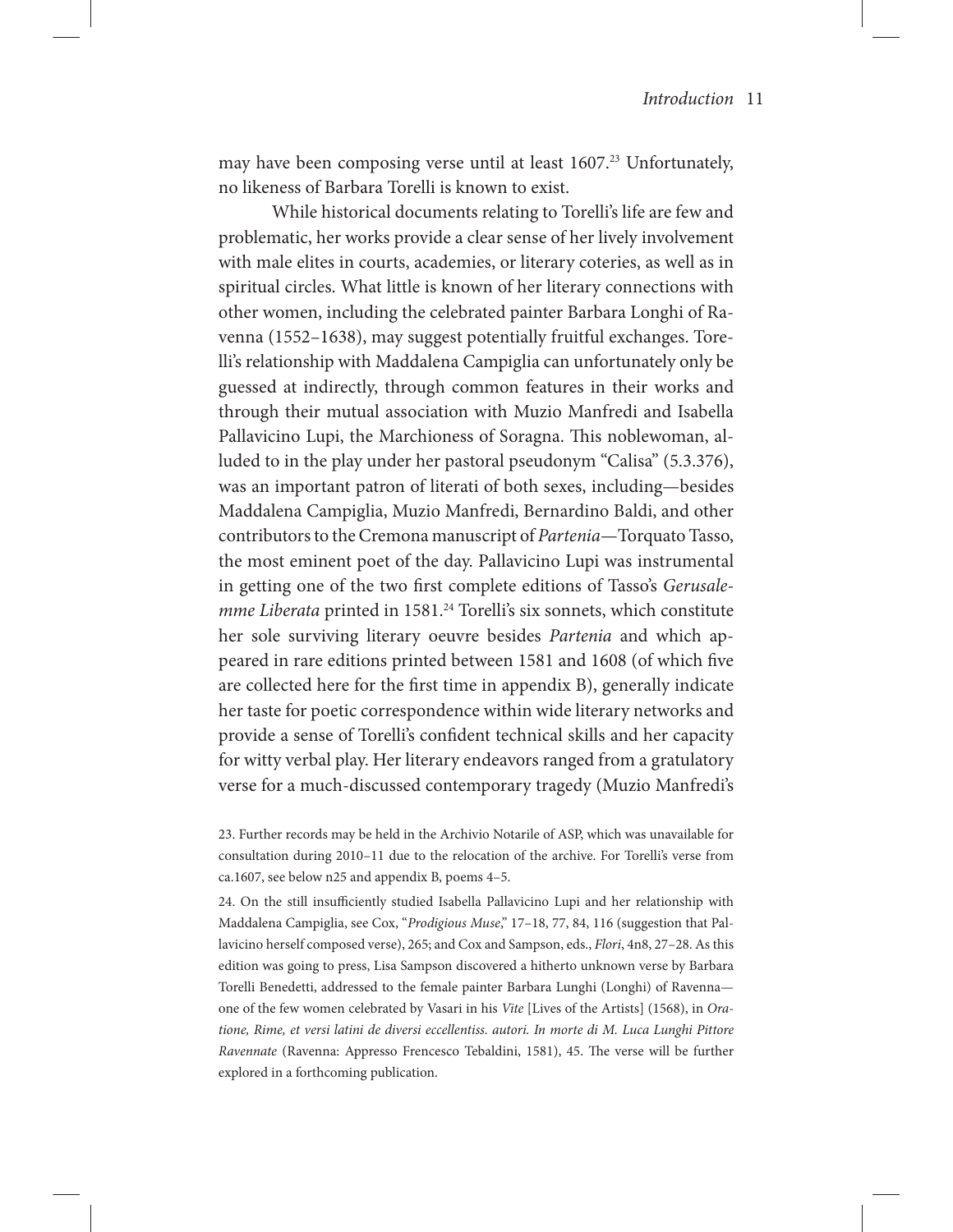may have been composing verse until at least 1607.[23] Unfortunately, no likeness of Barbara Torelli is known to exist.

While historical documents relating to Torelli's life are few and problematic, her works provide a clear sense of her lively involvement with male elites in courts, academies, or literary coteries, as well as in spiritual circles. What little is known of her literary connections with other women, including the celebrated painter Barbara Longhi of Ravenna (1552–1638), may suggest potentially fruitful exchanges. Torelli's relationship with Maddalena Campiglia can unfortunately only be guessed at indirectly, through common features in their works and through their mutual association with Muzio Manfredi and Isabella Pallavicino Lupi, the Marchioness of Soragna. This noblewoman, alluded to in the play under her pastoral pseudonym "Calisa" (5.3.376), was an important patron of literati of both sexes, including—besides Maddalena Campiglia, Muzio Manfredi, Bernardino Baldi, and other contributors to the Cremona manuscript of *Partenia*—Torquato Tasso, the most eminent poet of the day. Pallavicino Lupi was instrumental in getting one of the two first complete editions of Tasso's *Gerusalemme Liberata* printed in 1581.[24] Torelli's six sonnets, which constitute her sole surviving literary oeuvre besides *Partenia* and which appeared in rare editions printed between 1581 and 1608 (of which five are collected here for the first time in appendix B), generally indicate her taste for poetic correspondence within wide literary networks and provide a sense of Torelli's confident technical skills and her capacity for witty verbal play. Her literary endeavors ranged from a gratulatory verse for a much-discussed contemporary tragedy (Muzio Manfredi's

23. Further records may be held in the Archivio Notarile of ASP, which was unavailable for consultation during 2010–11 due to the relocation of the archive. For Torelli's verse from ca.1607, see below n25 and appendix B, poems 4–5.

24. On the still insufficiently studied Isabella Pallavicino Lupi and her relationship with Maddalena Campiglia, see Cox, "*Prodigious Muse*," 17–18, 77, 84, 116 (suggestion that Pallavicino herself composed verse), 265; and Cox and Sampson, eds., *Flori*, 4n8, 27–28. As this edition was going to press, Lisa Sampson discovered a hitherto unknown verse by Barbara Torelli Benedetti, addressed to the female painter Barbara Lunghi (Longhi) of Ravenna—one of the few women celebrated by Vasari in his *Vite* [Lives of the Artists] (1568), in *Oratione, Rime, et versi latini de diversi eccellentiss. autori. In morte di M. Luca Lunghi Pittore Ravennate* (Ravenna: Appresso Frencesco Tebaldini, 1581), 45. The verse will be further explored in a forthcoming publication.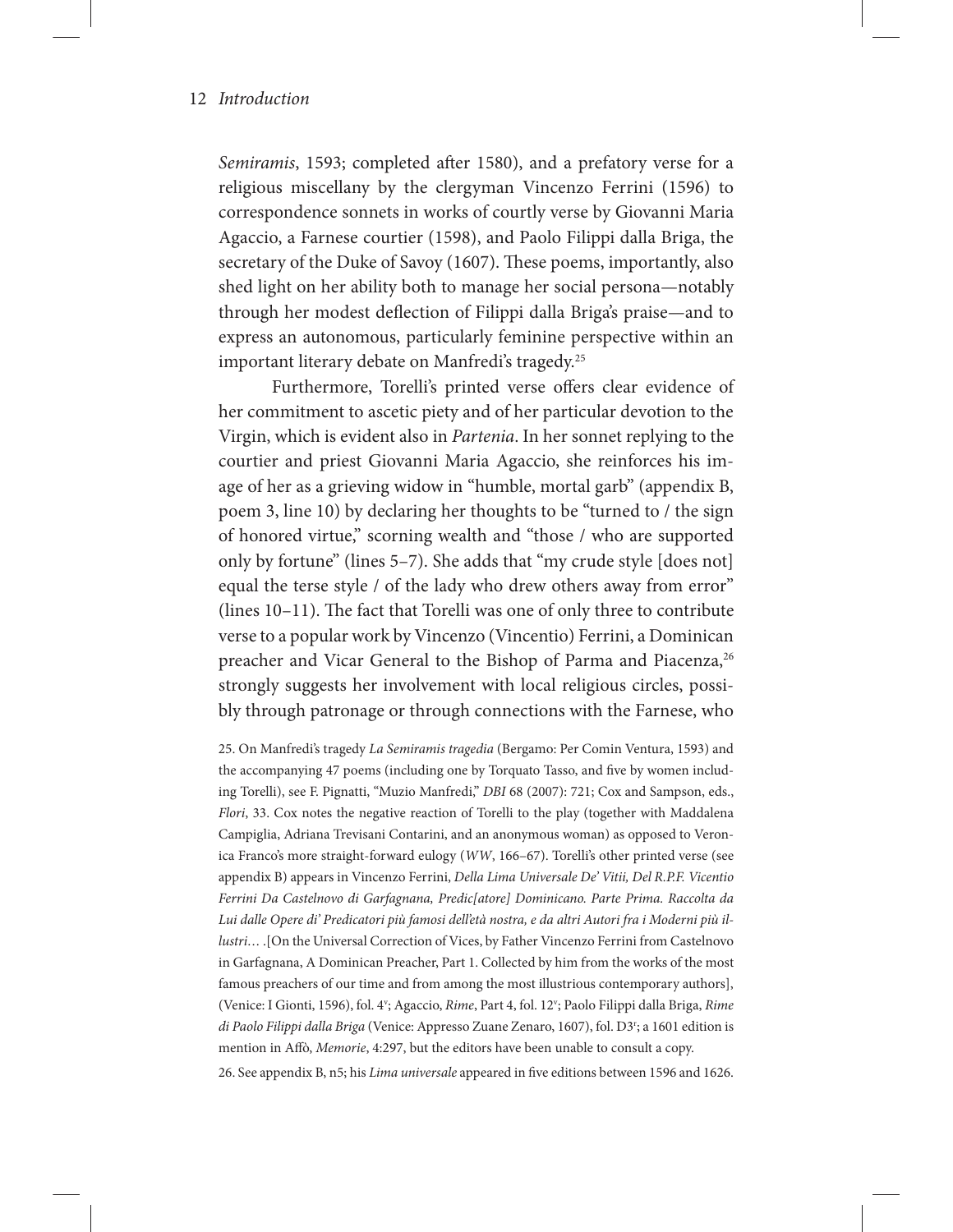*Semiramis*, 1593; completed after 1580), and a prefatory verse for a religious miscellany by the clergyman Vincenzo Ferrini (1596) to correspondence sonnets in works of courtly verse by Giovanni Maria Agaccio, a Farnese courtier (1598), and Paolo Filippi dalla Briga, the secretary of the Duke of Savoy (1607). These poems, importantly, also shed light on her ability both to manage her social persona—notably through her modest deflection of Filippi dalla Briga's praise—and to express an autonomous, particularly feminine perspective within an important literary debate on Manfredi's tragedy.[25]

Furthermore, Torelli's printed verse offers clear evidence of her commitment to ascetic piety and of her particular devotion to the Virgin, which is evident also in *Partenia*. In her sonnet replying to the courtier and priest Giovanni Maria Agaccio, she reinforces his image of her as a grieving widow in "humble, mortal garb" (appendix B, poem 3, line 10) by declaring her thoughts to be "turned to / the sign of honored virtue," scorning wealth and "those / who are supported only by fortune" (lines 5–7). She adds that "my crude style [does not] equal the terse style / of the lady who drew others away from error" (lines 10–11). The fact that Torelli was one of only three to contribute verse to a popular work by Vincenzo (Vincentio) Ferrini, a Dominican preacher and Vicar General to the Bishop of Parma and Piacenza,[26] strongly suggests her involvement with local religious circles, possibly through patronage or through connections with the Farnese, who

25. On Manfredi's tragedy *La Semiramis tragedia* (Bergamo: Per Comin Ventura, 1593) and the accompanying 47 poems (including one by Torquato Tasso, and five by women including Torelli), see F. Pignatti, "Muzio Manfredi," *DBI* 68 (2007): 721; Cox and Sampson, eds., *Flori*, 33. Cox notes the negative reaction of Torelli to the play (together with Maddalena Campiglia, Adriana Trevisani Contarini, and an anonymous woman) as opposed to Veronica Franco's more straight-forward eulogy (*WW*, 166–67). Torelli's other printed verse (see appendix B) appears in Vincenzo Ferrini, *Della Lima Universale De' Vitii, Del R.P.F. Vicentio Ferrini Da Castelnovo di Garfagnana, Predic[atore] Dominicano. Parte Prima. Raccolta da Lui dalle Opere di' Predicatori più famosi dell'età nostra, e da altri Autori fra i Moderni più illustri…* .[On the Universal Correction of Vices, by Father Vincenzo Ferrini from Castelnovo in Garfagnana, A Dominican Preacher, Part 1. Collected by him from the works of the most famous preachers of our time and from among the most illustrious contemporary authors], (Venice: I Gionti, 1596), fol. 4ᵛ; Agaccio, *Rime*, Part 4, fol. 12ᵛ; Paolo Filippi dalla Briga, *Rime di Paolo Filippi dalla Briga* (Venice: Appresso Zuane Zenaro, 1607), fol. D3ʳ; a 1601 edition is mention in Affò, *Memorie*, 4:297, but the editors have been unable to consult a copy.

26. See appendix B, n5; his *Lima universale* appeared in five editions between 1596 and 1626.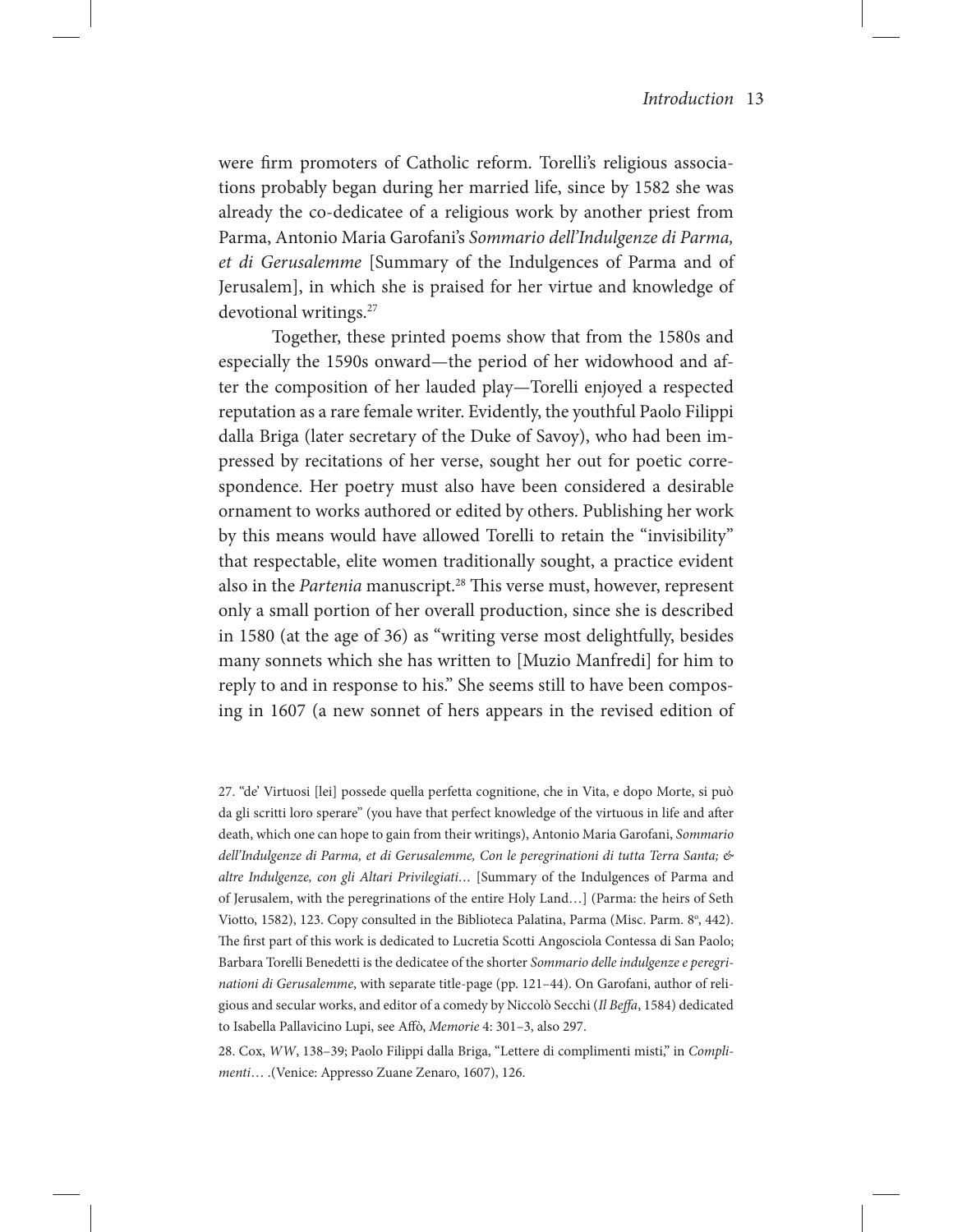were firm promoters of Catholic reform. Torelli's religious associations probably began during her married life, since by 1582 she was already the co-dedicatee of a religious work by another priest from Parma, Antonio Maria Garofani's *Sommario dell'Indulgenze di Parma, et di Gerusalemme* [Summary of the Indulgences of Parma and of Jerusalem], in which she is praised for her virtue and knowledge of devotional writings.[27]

Together, these printed poems show that from the 1580s and especially the 1590s onward—the period of her widowhood and after the composition of her lauded play—Torelli enjoyed a respected reputation as a rare female writer. Evidently, the youthful Paolo Filippi dalla Briga (later secretary of the Duke of Savoy), who had been impressed by recitations of her verse, sought her out for poetic correspondence. Her poetry must also have been considered a desirable ornament to works authored or edited by others. Publishing her work by this means would have allowed Torelli to retain the "invisibility" that respectable, elite women traditionally sought, a practice evident also in the *Partenia* manuscript.[28] This verse must, however, represent only a small portion of her overall production, since she is described in 1580 (at the age of 36) as "writing verse most delightfully, besides many sonnets which she has written to [Muzio Manfredi] for him to reply to and in response to his." She seems still to have been composing in 1607 (a new sonnet of hers appears in the revised edition of

27. "de' Virtuosi [lei] possede quella perfetta cognitione, che in Vita, e dopo Morte, si può da gli scritti loro sperare" (you have that perfect knowledge of the virtuous in life and after death, which one can hope to gain from their writings), Antonio Maria Garofani, *Sommario dell'Indulgenze di Parma, et di Gerusalemme, Con le peregrinationi di tutta Terra Santa; & altre Indulgenze, con gli Altari Privilegiati…* [Summary of the Indulgences of Parma and of Jerusalem, with the peregrinations of the entire Holy Land…] (Parma: the heirs of Seth Viotto, 1582), 123. Copy consulted in the Biblioteca Palatina, Parma (Misc. Parm. 8º, 442). The first part of this work is dedicated to Lucretia Scotti Angosciola Contessa di San Paolo; Barbara Torelli Benedetti is the dedicatee of the shorter *Sommario delle indulgenze e peregrinationi di Gerusalemme*, with separate title-page (pp. 121–44). On Garofani, author of religious and secular works, and editor of a comedy by Niccolò Secchi (*Il Beffa*, 1584) dedicated to Isabella Pallavicino Lupi, see Affò, *Memorie* 4: 301–3, also 297.

28. Cox, *WW*, 138–39; Paolo Filippi dalla Briga, "Lettere di complimenti misti," in *Complimenti*… .(Venice: Appresso Zuane Zenaro, 1607), 126.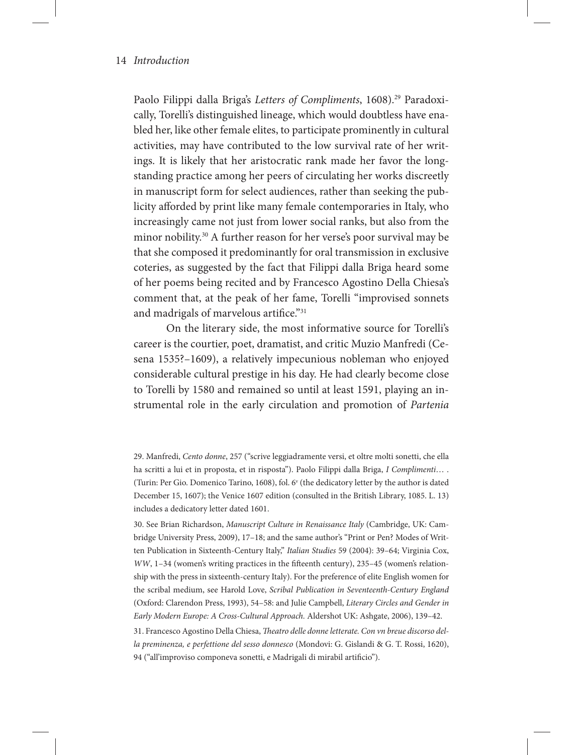Paolo Filippi dalla Briga's *Letters of Compliments*, 1608).[29] Paradoxically, Torelli's distinguished lineage, which would doubtless have enabled her, like other female elites, to participate prominently in cultural activities, may have contributed to the low survival rate of her writings. It is likely that her aristocratic rank made her favor the longstanding practice among her peers of circulating her works discreetly in manuscript form for select audiences, rather than seeking the publicity afforded by print like many female contemporaries in Italy, who increasingly came not just from lower social ranks, but also from the minor nobility.[30] A further reason for her verse's poor survival may be that she composed it predominantly for oral transmission in exclusive coteries, as suggested by the fact that Filippi dalla Briga heard some of her poems being recited and by Francesco Agostino Della Chiesa's comment that, at the peak of her fame, Torelli "improvised sonnets and madrigals of marvelous artifice."[31]

On the literary side, the most informative source for Torelli's career is the courtier, poet, dramatist, and critic Muzio Manfredi (Cesena 1535?–1609), a relatively impecunious nobleman who enjoyed considerable cultural prestige in his day. He had clearly become close to Torelli by 1580 and remained so until at least 1591, playing an instrumental role in the early circulation and promotion of *Partenia*

29. Manfredi, *Cento donne*, 257 ("scrive leggiadramente versi, et oltre molti sonetti, che ella ha scritti a lui et in proposta, et in risposta"). Paolo Filippi dalla Briga, *I Complimenti*… . (Turin: Per Gio. Domenico Tarino, 1608), fol. 6v (the dedicatory letter by the author is dated December 15, 1607); the Venice 1607 edition (consulted in the British Library, 1085. L. 13) includes a dedicatory letter dated 1601.

30. See Brian Richardson, *Manuscript Culture in Renaissance Italy* (Cambridge, UK: Cambridge University Press, 2009), 17–18; and the same author's "Print or Pen? Modes of Written Publication in Sixteenth-Century Italy," *Italian Studies* 59 (2004): 39–64; Virginia Cox, *WW*, 1–34 (women's writing practices in the fifteenth century), 235–45 (women's relationship with the press in sixteenth-century Italy). For the preference of elite English women for the scribal medium, see Harold Love, *Scribal Publication in Seventeenth-Century England* (Oxford: Clarendon Press, 1993), 54–58: and Julie Campbell, *Literary Circles and Gender in Early Modern Europe: A Cross-Cultural Approach.* Aldershot UK: Ashgate, 2006), 139–42.

31. Francesco Agostino Della Chiesa, *Theatro delle donne letterate. Con vn breue discorso della preminenza, e perfettione del sesso donnesco* (Mondovi: G. Gislandi & G. T. Rossi, 1620), 94 ("all'improviso componeva sonetti, e Madrigali di mirabil artificio").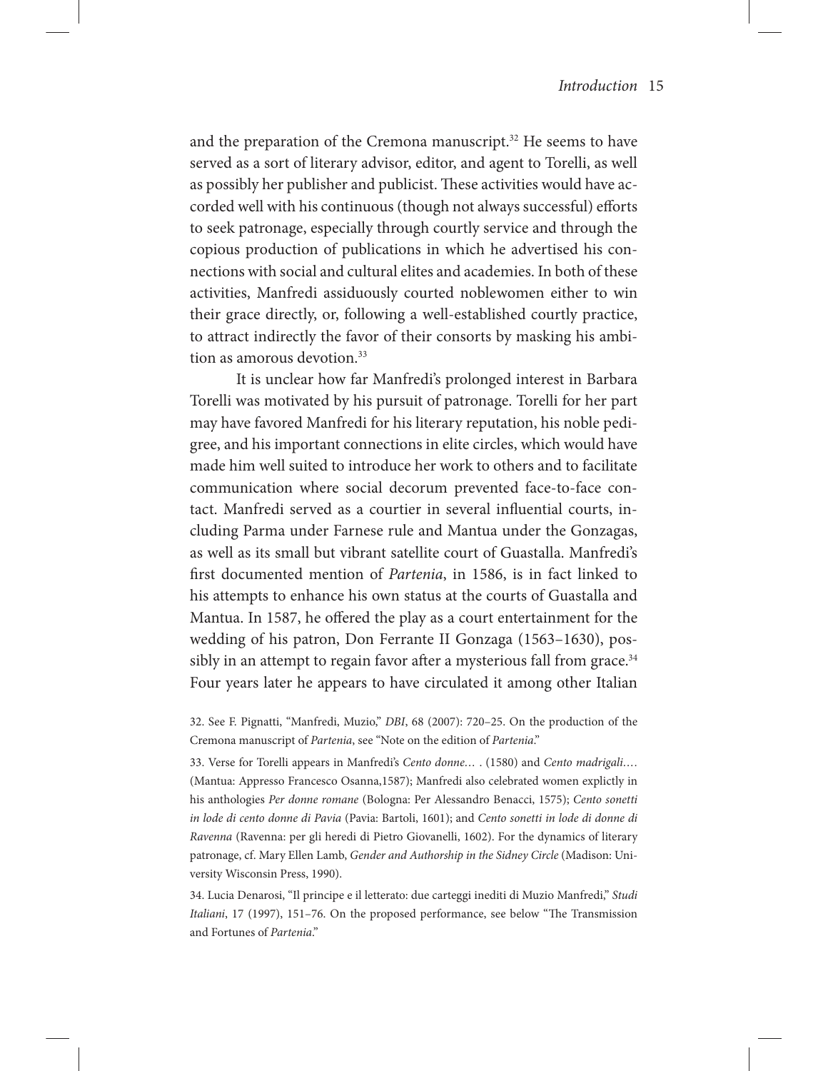and the preparation of the Cremona manuscript.[32] He seems to have served as a sort of literary advisor, editor, and agent to Torelli, as well as possibly her publisher and publicist. These activities would have accorded well with his continuous (though not always successful) efforts to seek patronage, especially through courtly service and through the copious production of publications in which he advertised his connections with social and cultural elites and academies. In both of these activities, Manfredi assiduously courted noblewomen either to win their grace directly, or, following a well-established courtly practice, to attract indirectly the favor of their consorts by masking his ambition as amorous devotion.[33]

It is unclear how far Manfredi's prolonged interest in Barbara Torelli was motivated by his pursuit of patronage. Torelli for her part may have favored Manfredi for his literary reputation, his noble pedigree, and his important connections in elite circles, which would have made him well suited to introduce her work to others and to facilitate communication where social decorum prevented face-to-face contact. Manfredi served as a courtier in several influential courts, including Parma under Farnese rule and Mantua under the Gonzagas, as well as its small but vibrant satellite court of Guastalla. Manfredi's first documented mention of *Partenia*, in 1586, is in fact linked to his attempts to enhance his own status at the courts of Guastalla and Mantua. In 1587, he offered the play as a court entertainment for the wedding of his patron, Don Ferrante II Gonzaga (1563–1630), possibly in an attempt to regain favor after a mysterious fall from grace.[34] Four years later he appears to have circulated it among other Italian

32. See F. Pignatti, "Manfredi, Muzio," *DBI*, 68 (2007): 720–25. On the production of the Cremona manuscript of *Partenia*, see "Note on the edition of *Partenia*."

33. Verse for Torelli appears in Manfredi's *Cento donne…* . (1580) and *Cento madrigali….* (Mantua: Appresso Francesco Osanna,1587); Manfredi also celebrated women explictly in his anthologies *Per donne romane* (Bologna: Per Alessandro Benacci, 1575); *Cento sonetti in lode di cento donne di Pavia* (Pavia: Bartoli, 1601); and *Cento sonetti in lode di donne di Ravenna* (Ravenna: per gli heredi di Pietro Giovanelli, 1602). For the dynamics of literary patronage, cf. Mary Ellen Lamb, *Gender and Authorship in the Sidney Circle* (Madison: University Wisconsin Press, 1990).

34. Lucia Denarosi, "Il principe e il letterato: due carteggi inediti di Muzio Manfredi," *Studi Italiani*, 17 (1997), 151–76. On the proposed performance, see below "The Transmission and Fortunes of *Partenia*."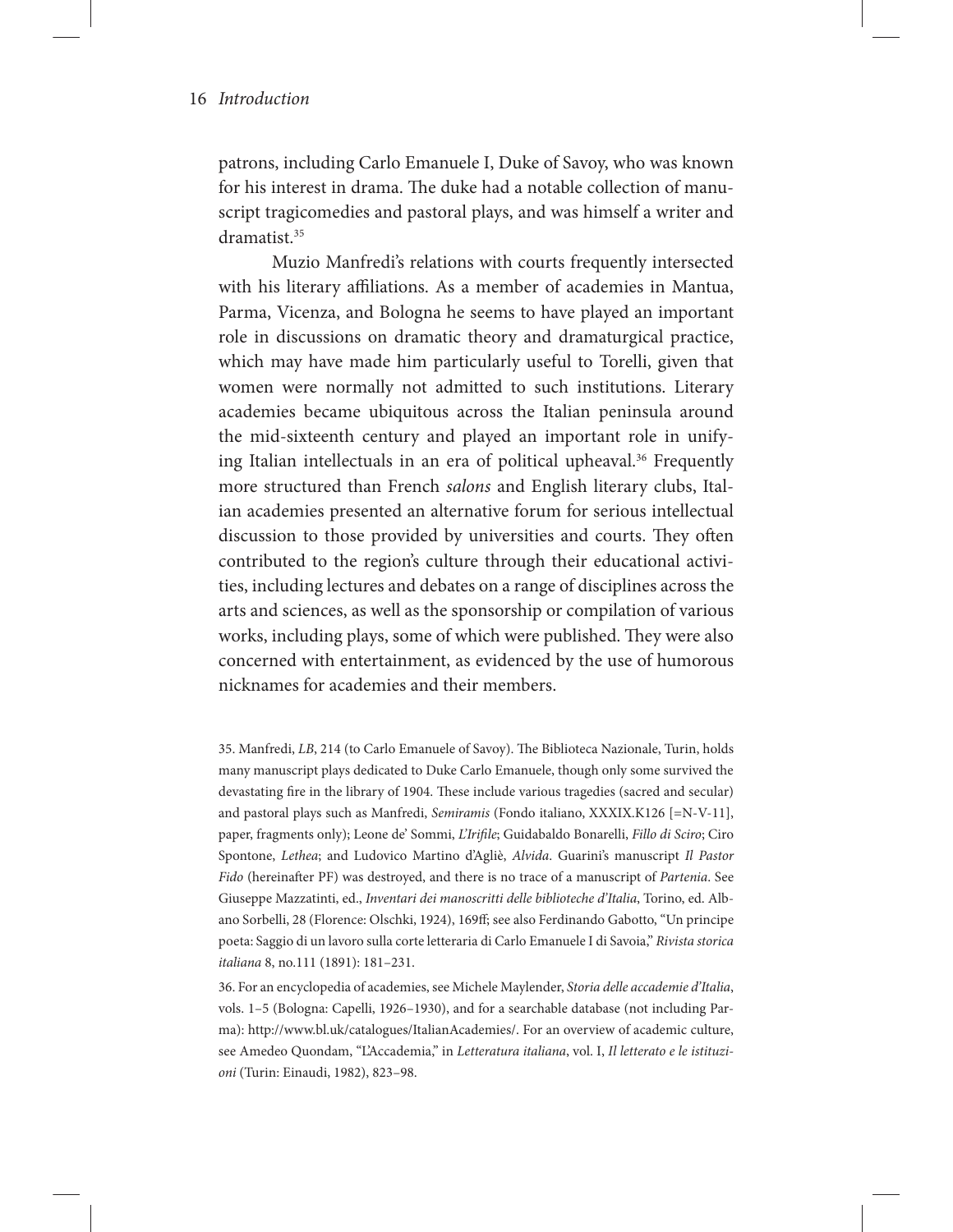patrons, including Carlo Emanuele I, Duke of Savoy, who was known for his interest in drama. The duke had a notable collection of manuscript tragicomedies and pastoral plays, and was himself a writer and dramatist.[35]

Muzio Manfredi's relations with courts frequently intersected with his literary affiliations. As a member of academies in Mantua, Parma, Vicenza, and Bologna he seems to have played an important role in discussions on dramatic theory and dramaturgical practice, which may have made him particularly useful to Torelli, given that women were normally not admitted to such institutions. Literary academies became ubiquitous across the Italian peninsula around the mid-sixteenth century and played an important role in unifying Italian intellectuals in an era of political upheaval.[36] Frequently more structured than French *salons* and English literary clubs, Italian academies presented an alternative forum for serious intellectual discussion to those provided by universities and courts. They often contributed to the region's culture through their educational activities, including lectures and debates on a range of disciplines across the arts and sciences, as well as the sponsorship or compilation of various works, including plays, some of which were published. They were also concerned with entertainment, as evidenced by the use of humorous nicknames for academies and their members.

35. Manfredi, *LB*, 214 (to Carlo Emanuele of Savoy). The Biblioteca Nazionale, Turin, holds many manuscript plays dedicated to Duke Carlo Emanuele, though only some survived the devastating fire in the library of 1904. These include various tragedies (sacred and secular) and pastoral plays such as Manfredi, *Semiramis* (Fondo italiano, XXXIX.K126 [=N-V-11], paper, fragments only); Leone de' Sommi, *L'Irifile*; Guidabaldo Bonarelli, *Fillo di Sciro*; Ciro Spontone, *Lethea*; and Ludovico Martino d'Agliè, *Alvida*. Guarini's manuscript *Il Pastor Fido* (hereinafter PF) was destroyed, and there is no trace of a manuscript of *Partenia*. See Giuseppe Mazzatinti, ed., *Inventari dei manoscritti delle biblioteche d'Italia*, Torino, ed. Albano Sorbelli, 28 (Florence: Olschki, 1924), 169ff; see also Ferdinando Gabotto, "Un principe poeta: Saggio di un lavoro sulla corte letteraria di Carlo Emanuele I di Savoia," *Rivista storica italiana* 8, no.111 (1891): 181–231.

36. For an encyclopedia of academies, see Michele Maylender, *Storia delle accademie d'Italia*, vols. 1–5 (Bologna: Capelli, 1926–1930), and for a searchable database (not including Parma): http://www.bl.uk/catalogues/ItalianAcademies/. For an overview of academic culture, see Amedeo Quondam, "L'Accademia," in *Letteratura italiana*, vol. I, *Il letterato e le istituzioni* (Turin: Einaudi, 1982), 823–98.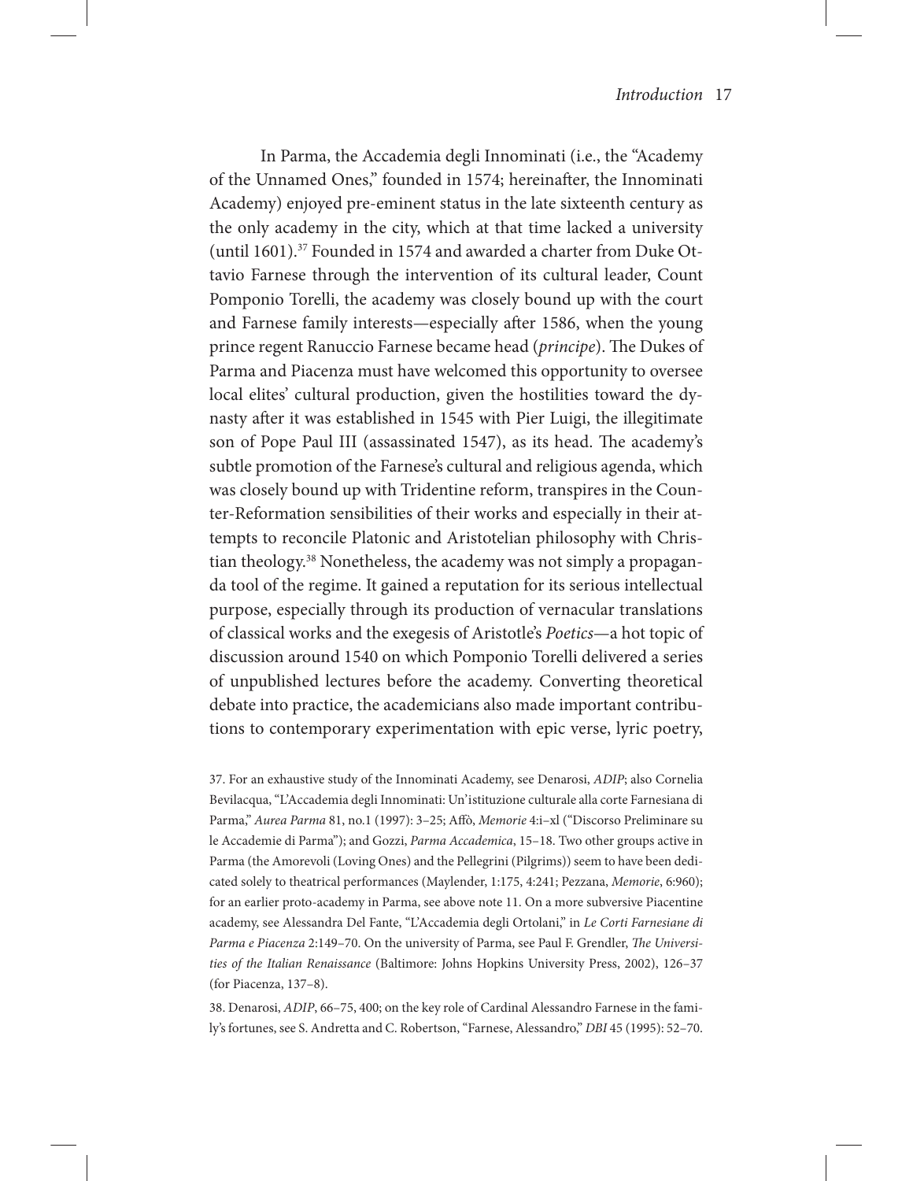In Parma, the Accademia degli Innominati (i.e., the "Academy of the Unnamed Ones," founded in 1574; hereinafter, the Innominati Academy) enjoyed pre-eminent status in the late sixteenth century as the only academy in the city, which at that time lacked a university (until 1601).[37] Founded in 1574 and awarded a charter from Duke Ottavio Farnese through the intervention of its cultural leader, Count Pomponio Torelli, the academy was closely bound up with the court and Farnese family interests—especially after 1586, when the young prince regent Ranuccio Farnese became head (*principe*). The Dukes of Parma and Piacenza must have welcomed this opportunity to oversee local elites' cultural production, given the hostilities toward the dynasty after it was established in 1545 with Pier Luigi, the illegitimate son of Pope Paul III (assassinated 1547), as its head. The academy's subtle promotion of the Farnese's cultural and religious agenda, which was closely bound up with Tridentine reform, transpires in the Counter-Reformation sensibilities of their works and especially in their attempts to reconcile Platonic and Aristotelian philosophy with Christian theology.[38] Nonetheless, the academy was not simply a propaganda tool of the regime. It gained a reputation for its serious intellectual purpose, especially through its production of vernacular translations of classical works and the exegesis of Aristotle's *Poetics*—a hot topic of discussion around 1540 on which Pomponio Torelli delivered a series of unpublished lectures before the academy. Converting theoretical debate into practice, the academicians also made important contributions to contemporary experimentation with epic verse, lyric poetry,

37. For an exhaustive study of the Innominati Academy, see Denarosi, *ADIP*; also Cornelia Bevilacqua, "L'Accademia degli Innominati: Un'istituzione culturale alla corte Farnesiana di Parma," *Aurea Parma* 81, no.1 (1997): 3–25; Affò, *Memorie* 4:i–xl ("Discorso Preliminare su le Accademie di Parma"); and Gozzi, *Parma Accademica*, 15–18. Two other groups active in Parma (the Amorevoli (Loving Ones) and the Pellegrini (Pilgrims)) seem to have been dedicated solely to theatrical performances (Maylender, 1:175, 4:241; Pezzana, *Memorie*, 6:960); for an earlier proto-academy in Parma, see above note 11. On a more subversive Piacentine academy, see Alessandra Del Fante, "L'Accademia degli Ortolani," in *Le Corti Farnesiane di Parma e Piacenza* 2:149–70. On the university of Parma, see Paul F. Grendler, *The Universities of the Italian Renaissance* (Baltimore: Johns Hopkins University Press, 2002), 126–37 (for Piacenza, 137–8).

38. Denarosi, *ADIP*, 66–75, 400; on the key role of Cardinal Alessandro Farnese in the family's fortunes, see S. Andretta and C. Robertson, "Farnese, Alessandro," *DBI* 45 (1995): 52–70.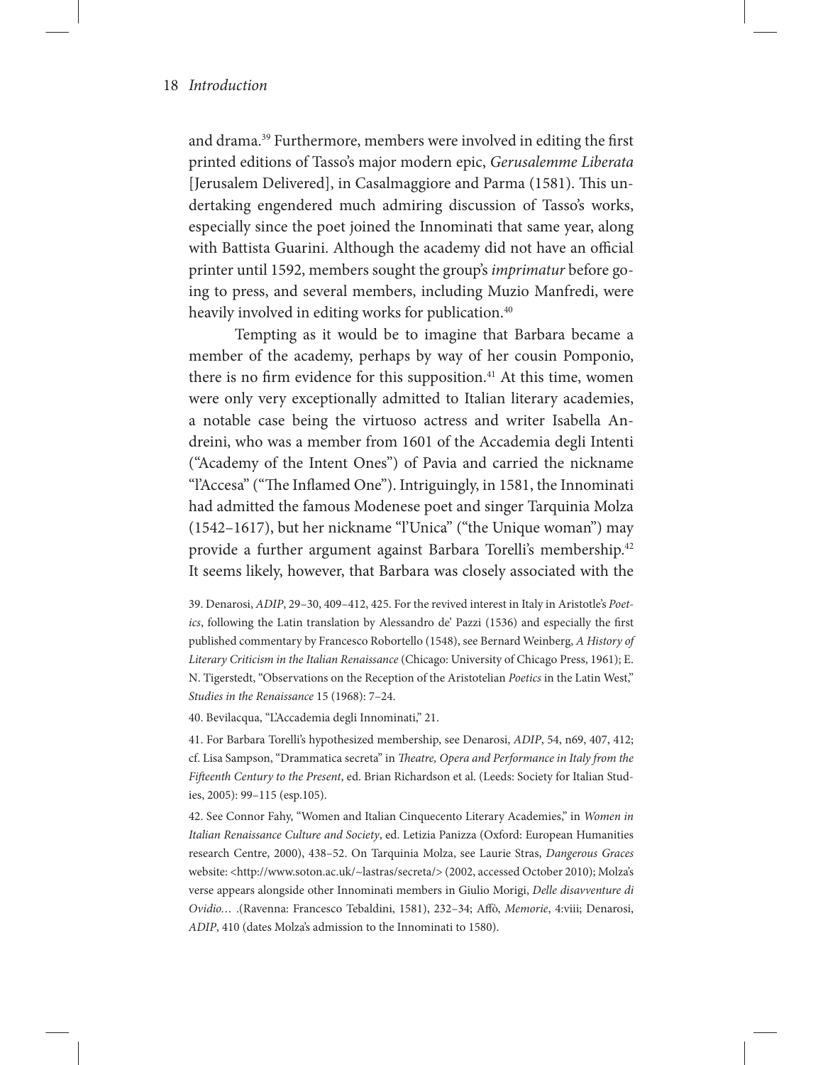and drama.[39] Furthermore, members were involved in editing the first printed editions of Tasso's major modern epic, *Gerusalemme Liberata* [Jerusalem Delivered], in Casalmaggiore and Parma (1581). This undertaking engendered much admiring discussion of Tasso's works, especially since the poet joined the Innominati that same year, along with Battista Guarini. Although the academy did not have an official printer until 1592, members sought the group's *imprimatur* before going to press, and several members, including Muzio Manfredi, were heavily involved in editing works for publication.[40]

Tempting as it would be to imagine that Barbara became a member of the academy, perhaps by way of her cousin Pomponio, there is no firm evidence for this supposition.[41] At this time, women were only very exceptionally admitted to Italian literary academies, a notable case being the virtuoso actress and writer Isabella Andreini, who was a member from 1601 of the Accademia degli Intenti ("Academy of the Intent Ones") of Pavia and carried the nickname "l'Accesa" ("The Inflamed One"). Intriguingly, in 1581, the Innominati had admitted the famous Modenese poet and singer Tarquinia Molza (1542–1617), but her nickname "l'Unica" ("the Unique woman") may provide a further argument against Barbara Torelli's membership.[42] It seems likely, however, that Barbara was closely associated with the

39. Denarosi, *ADIP*, 29–30, 409–412, 425. For the revived interest in Italy in Aristotle's *Poetics*, following the Latin translation by Alessandro de' Pazzi (1536) and especially the first published commentary by Francesco Robortello (1548), see Bernard Weinberg, *A History of Literary Criticism in the Italian Renaissance* (Chicago: University of Chicago Press, 1961); E. N. Tigerstedt, "Observations on the Reception of the Aristotelian *Poetics* in the Latin West," *Studies in the Renaissance* 15 (1968): 7–24.

40. Bevilacqua, "L'Accademia degli Innominati," 21.

41. For Barbara Torelli's hypothesized membership, see Denarosi, *ADIP*, 54, n69, 407, 412; cf. Lisa Sampson, "Drammatica secreta" in *Theatre, Opera and Performance in Italy from the Fifteenth Century to the Present*, ed. Brian Richardson et al. (Leeds: Society for Italian Studies, 2005): 99–115 (esp.105).

42. See Connor Fahy, "Women and Italian Cinquecento Literary Academies," in *Women in Italian Renaissance Culture and Society*, ed. Letizia Panizza (Oxford: European Humanities research Centre, 2000), 438–52. On Tarquinia Molza, see Laurie Stras, *Dangerous Graces* website: <http://www.soton.ac.uk/~lastras/secreta/> (2002, accessed October 2010); Molza's verse appears alongside other Innominati members in Giulio Morigi, *Delle disavventure di Ovidio…* .(Ravenna: Francesco Tebaldini, 1581), 232–34; Affò, *Memorie*, 4:viii; Denarosi, *ADIP*, 410 (dates Molza's admission to the Innominati to 1580).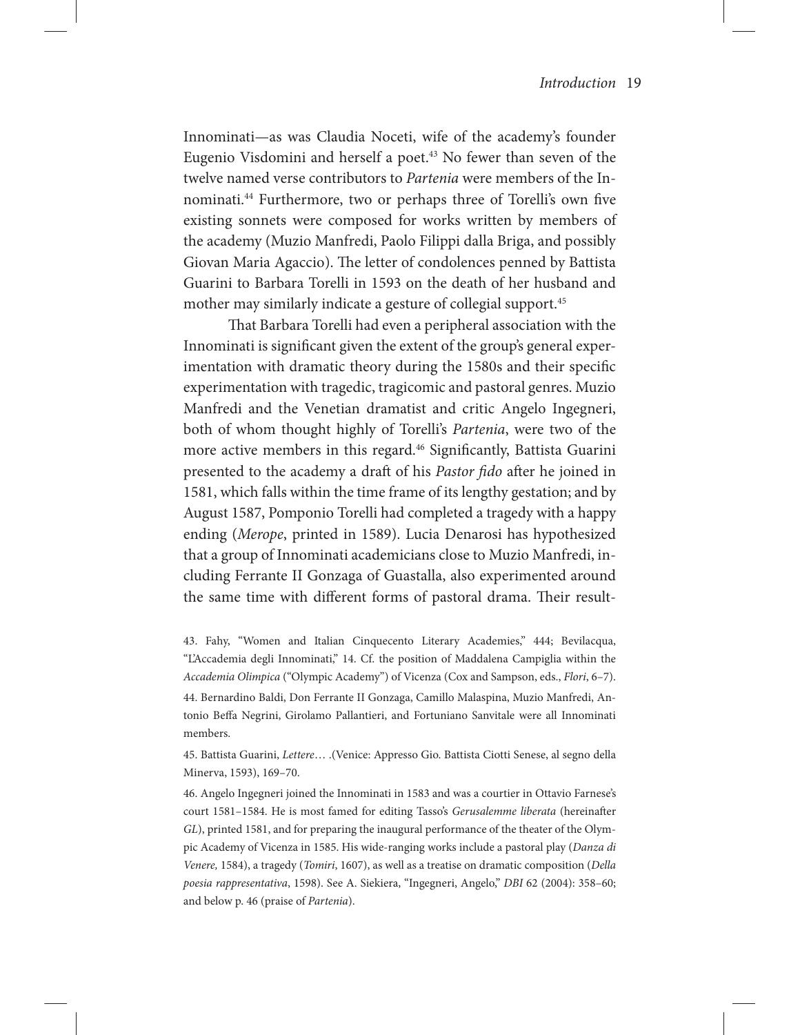Innominati—as was Claudia Noceti, wife of the academy's founder Eugenio Visdomini and herself a poet.[43] No fewer than seven of the twelve named verse contributors to *Partenia* were members of the Innominati.[44] Furthermore, two or perhaps three of Torelli's own five existing sonnets were composed for works written by members of the academy (Muzio Manfredi, Paolo Filippi dalla Briga, and possibly Giovan Maria Agaccio). The letter of condolences penned by Battista Guarini to Barbara Torelli in 1593 on the death of her husband and mother may similarly indicate a gesture of collegial support.[45]

That Barbara Torelli had even a peripheral association with the Innominati is significant given the extent of the group's general experimentation with dramatic theory during the 1580s and their specific experimentation with tragedic, tragicomic and pastoral genres. Muzio Manfredi and the Venetian dramatist and critic Angelo Ingegneri, both of whom thought highly of Torelli's *Partenia*, were two of the more active members in this regard.[46] Significantly, Battista Guarini presented to the academy a draft of his *Pastor fido* after he joined in 1581, which falls within the time frame of its lengthy gestation; and by August 1587, Pomponio Torelli had completed a tragedy with a happy ending (*Merope*, printed in 1589). Lucia Denarosi has hypothesized that a group of Innominati academicians close to Muzio Manfredi, including Ferrante II Gonzaga of Guastalla, also experimented around the same time with different forms of pastoral drama. Their result-

43. Fahy, "Women and Italian Cinquecento Literary Academies," 444; Bevilacqua, "L'Accademia degli Innominati," 14. Cf. the position of Maddalena Campiglia within the *Accademia Olimpica* ("Olympic Academy") of Vicenza (Cox and Sampson, eds., *Flori*, 6–7).

44. Bernardino Baldi, Don Ferrante II Gonzaga, Camillo Malaspina, Muzio Manfredi, Antonio Beffa Negrini, Girolamo Pallantieri, and Fortuniano Sanvitale were all Innominati members.

45. Battista Guarini, *Lettere*… .(Venice: Appresso Gio. Battista Ciotti Senese, al segno della Minerva, 1593), 169–70.

46. Angelo Ingegneri joined the Innominati in 1583 and was a courtier in Ottavio Farnese's court 1581–1584. He is most famed for editing Tasso's *Gerusalemme liberata* (hereinafter *GL*), printed 1581, and for preparing the inaugural performance of the theater of the Olympic Academy of Vicenza in 1585. His wide-ranging works include a pastoral play (*Danza di Venere,* 1584), a tragedy (*Tomiri*, 1607), as well as a treatise on dramatic composition (*Della poesia rappresentativa*, 1598). See A. Siekiera, "Ingegneri, Angelo," *DBI* 62 (2004): 358–60; and below p. 46 (praise of *Partenia*).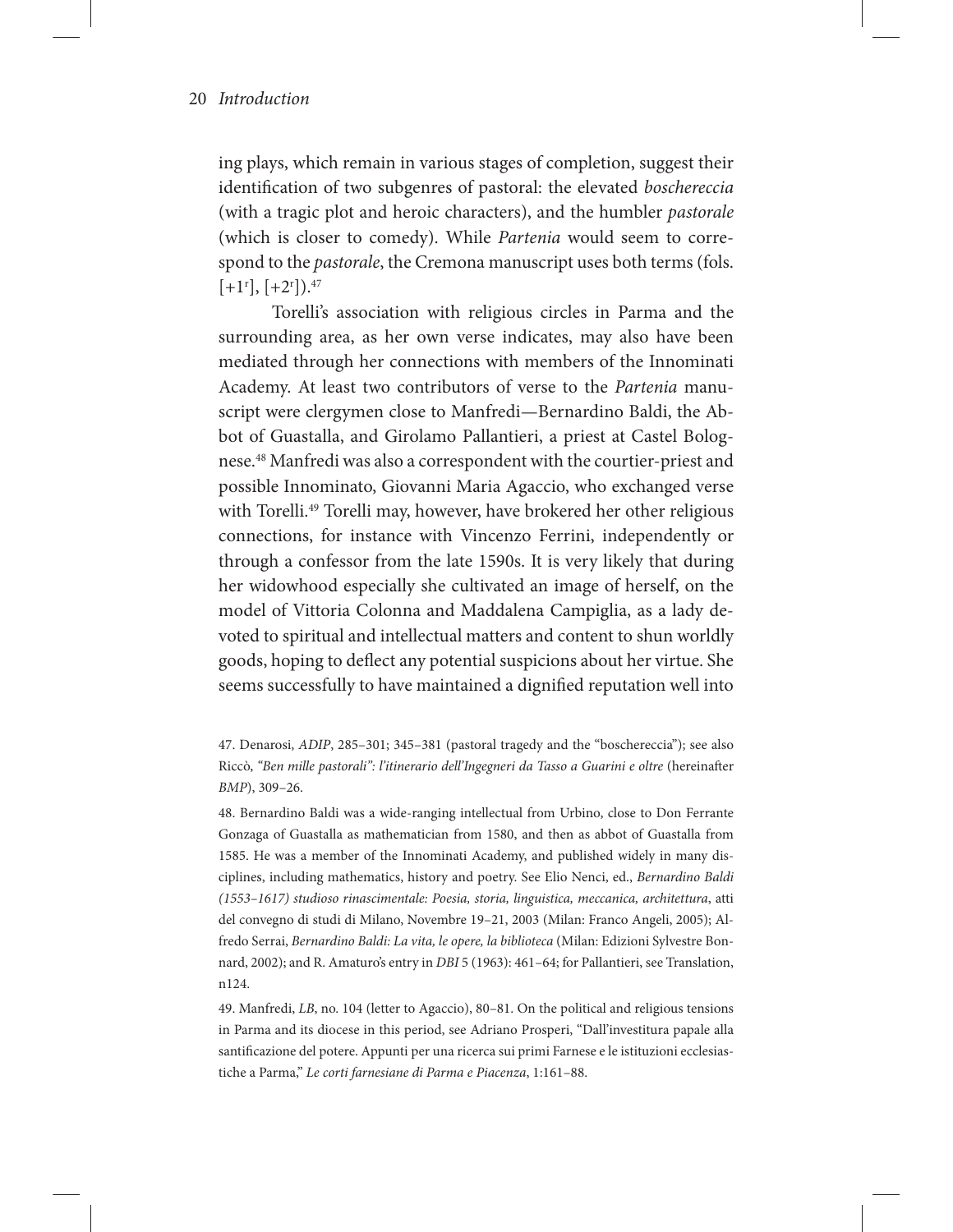ing plays, which remain in various stages of completion, suggest their identification of two subgenres of pastoral: the elevated *boschereccia* (with a tragic plot and heroic characters), and the humbler *pastorale* (which is closer to comedy). While *Partenia* would seem to correspond to the *pastorale*, the Cremona manuscript uses both terms (fols. [+1$^{r}$], [+2$^{r}$]).[47]

Torelli's association with religious circles in Parma and the surrounding area, as her own verse indicates, may also have been mediated through her connections with members of the Innominati Academy. At least two contributors of verse to the *Partenia* manuscript were clergymen close to Manfredi—Bernardino Baldi, the Abbot of Guastalla, and Girolamo Pallantieri, a priest at Castel Bolognese.[48] Manfredi was also a correspondent with the courtier-priest and possible Innominato, Giovanni Maria Agaccio, who exchanged verse with Torelli.[49] Torelli may, however, have brokered her other religious connections, for instance with Vincenzo Ferrini, independently or through a confessor from the late 1590s. It is very likely that during her widowhood especially she cultivated an image of herself, on the model of Vittoria Colonna and Maddalena Campiglia, as a lady devoted to spiritual and intellectual matters and content to shun worldly goods, hoping to deflect any potential suspicions about her virtue. She seems successfully to have maintained a dignified reputation well into

47. Denarosi, *ADIP*, 285–301; 345–381 (pastoral tragedy and the "boschereccia"); see also Riccò, *"Ben mille pastorali": l'itinerario dell'Ingegneri da Tasso a Guarini e oltre* (hereinafter *BMP*), 309–26.

48. Bernardino Baldi was a wide-ranging intellectual from Urbino, close to Don Ferrante Gonzaga of Guastalla as mathematician from 1580, and then as abbot of Guastalla from 1585. He was a member of the Innominati Academy, and published widely in many disciplines, including mathematics, history and poetry. See Elio Nenci, ed., *Bernardino Baldi (1553–1617) studioso rinascimentale: Poesia, storia, linguistica, meccanica, architettura*, atti del convegno di studi di Milano, Novembre 19–21, 2003 (Milan: Franco Angeli, 2005); Alfredo Serrai, *Bernardino Baldi: La vita, le opere, la biblioteca* (Milan: Edizioni Sylvestre Bonnard, 2002); and R. Amaturo's entry in *DBI* 5 (1963): 461–64; for Pallantieri, see Translation, n124.

49. Manfredi, *LB*, no. 104 (letter to Agaccio), 80–81. On the political and religious tensions in Parma and its diocese in this period, see Adriano Prosperi, "Dall'investitura papale alla santificazione del potere. Appunti per una ricerca sui primi Farnese e le istituzioni ecclesiastiche a Parma," *Le corti farnesiane di Parma e Piacenza*, 1:161–88.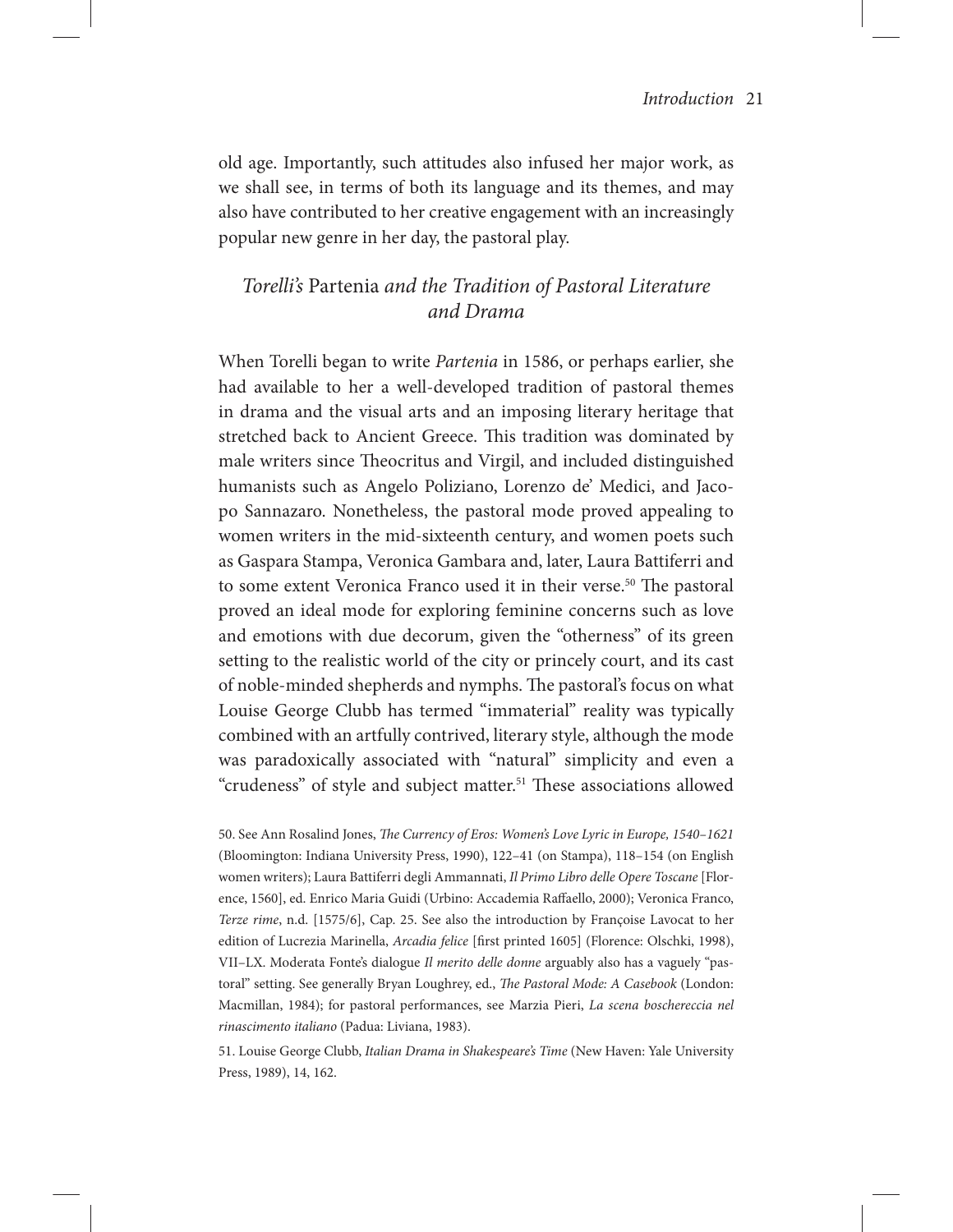old age. Importantly, such attitudes also infused her major work, as we shall see, in terms of both its language and its themes, and may also have contributed to her creative engagement with an increasingly popular new genre in her day, the pastoral play.

## *Torelli's* Partenia *and the Tradition of Pastoral Literature and Drama*

When Torelli began to write *Partenia* in 1586, or perhaps earlier, she had available to her a well-developed tradition of pastoral themes in drama and the visual arts and an imposing literary heritage that stretched back to Ancient Greece. This tradition was dominated by male writers since Theocritus and Virgil, and included distinguished humanists such as Angelo Poliziano, Lorenzo de' Medici, and Jacopo Sannazaro. Nonetheless, the pastoral mode proved appealing to women writers in the mid-sixteenth century, and women poets such as Gaspara Stampa, Veronica Gambara and, later, Laura Battiferri and to some extent Veronica Franco used it in their verse.[50] The pastoral proved an ideal mode for exploring feminine concerns such as love and emotions with due decorum, given the "otherness" of its green setting to the realistic world of the city or princely court, and its cast of noble-minded shepherds and nymphs. The pastoral's focus on what Louise George Clubb has termed "immaterial" reality was typically combined with an artfully contrived, literary style, although the mode was paradoxically associated with "natural" simplicity and even a "crudeness" of style and subject matter.[51] These associations allowed

50. See Ann Rosalind Jones, *The Currency of Eros: Women's Love Lyric in Europe, 1540–1621* (Bloomington: Indiana University Press, 1990), 122–41 (on Stampa), 118–154 (on English women writers); Laura Battiferri degli Ammannati, *Il Primo Libro delle Opere Toscane* [Florence, 1560], ed. Enrico Maria Guidi (Urbino: Accademia Raffaello, 2000); Veronica Franco, *Terze rime*, n.d. [1575/6], Cap. 25. See also the introduction by Françoise Lavocat to her edition of Lucrezia Marinella, *Arcadia felice* [first printed 1605] (Florence: Olschki, 1998), VII–LX. Moderata Fonte's dialogue *Il merito delle donne* arguably also has a vaguely "pastoral" setting. See generally Bryan Loughrey, ed., *The Pastoral Mode: A Casebook* (London: Macmillan, 1984); for pastoral performances, see Marzia Pieri, *La scena boschereccia nel rinascimento italiano* (Padua: Liviana, 1983).

51. Louise George Clubb, *Italian Drama in Shakespeare's Time* (New Haven: Yale University Press, 1989), 14, 162.